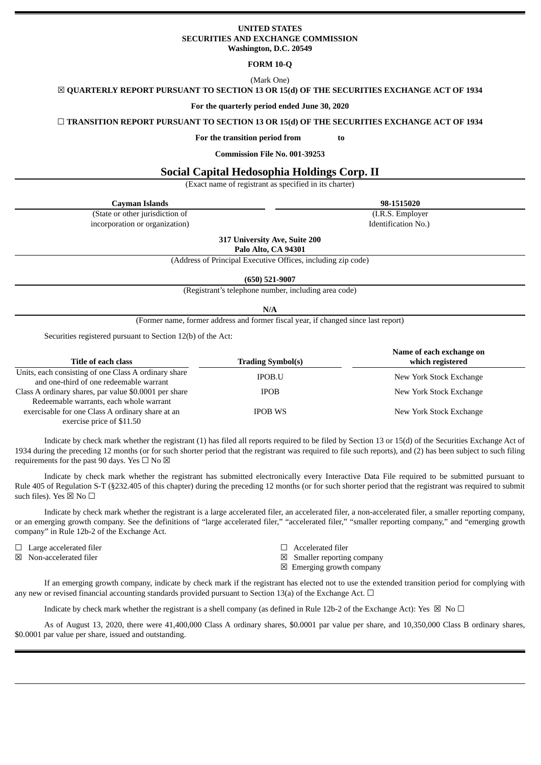**UNITED STATES**
**SECURITIES AND EXCHANGE COMMISSION**
**Washington, D.C. 20549**

**FORM 10-Q**

(Mark One)

☒ **QUARTERLY REPORT PURSUANT TO SECTION 13 OR 15(d) OF THE SECURITIES EXCHANGE ACT OF 1934**

**For the quarterly period ended June 30, 2020**

☐ **TRANSITION REPORT PURSUANT TO SECTION 13 OR 15(d) OF THE SECURITIES EXCHANGE ACT OF 1934**

**For the transition period from to**

**Commission File No. 001-39253**

# Social Capital Hedosophia Holdings Corp. II

(Exact name of registrant as specified in its charter)

| **Cayman Islands** | **98-1515020** |
|---|---|
| (State or other jurisdiction of incorporation or organization) | (I.R.S. Employer Identification No.) |

**317 University Ave, Suite 200**
**Palo Alto, CA 94301**
(Address of Principal Executive Offices, including zip code)

**(650) 521-9007**
(Registrant's telephone number, including area code)

**N/A**
(Former name, former address and former fiscal year, if changed since last report)

Securities registered pursuant to Section 12(b) of the Act:

| Title of each class | Trading Symbol(s) | Name of each exchange on which registered |
|---|---|---|
| Units, each consisting of one Class A ordinary share and one-third of one redeemable warrant | IPOB.U | New York Stock Exchange |
| Class A ordinary shares, par value $0.0001 per share | IPOB | New York Stock Exchange |
| Redeemable warrants, each whole warrant exercisable for one Class A ordinary share at an exercise price of $11.50 | IPOB WS | New York Stock Exchange |

Indicate by check mark whether the registrant (1) has filed all reports required to be filed by Section 13 or 15(d) of the Securities Exchange Act of 1934 during the preceding 12 months (or for such shorter period that the registrant was required to file such reports), and (2) has been subject to such filing requirements for the past 90 days. Yes ☐ No ☒

Indicate by check mark whether the registrant has submitted electronically every Interactive Data File required to be submitted pursuant to Rule 405 of Regulation S-T (§232.405 of this chapter) during the preceding 12 months (or for such shorter period that the registrant was required to submit such files). Yes ☒ No ☐

Indicate by check mark whether the registrant is a large accelerated filer, an accelerated filer, a non-accelerated filer, a smaller reporting company, or an emerging growth company. See the definitions of "large accelerated filer," "accelerated filer," "smaller reporting company," and "emerging growth company" in Rule 12b-2 of the Exchange Act.

| | |
|---|---|
| ☐ Large accelerated filer | ☐ Accelerated filer |
| ☒ Non-accelerated filer | ☒ Smaller reporting company |
| | ☒ Emerging growth company |

If an emerging growth company, indicate by check mark if the registrant has elected not to use the extended transition period for complying with any new or revised financial accounting standards provided pursuant to Section 13(a) of the Exchange Act. ☐

Indicate by check mark whether the registrant is a shell company (as defined in Rule 12b-2 of the Exchange Act): Yes ☒ No ☐

As of August 13, 2020, there were 41,400,000 Class A ordinary shares, $0.0001 par value per share, and 10,350,000 Class B ordinary shares, $0.0001 par value per share, issued and outstanding.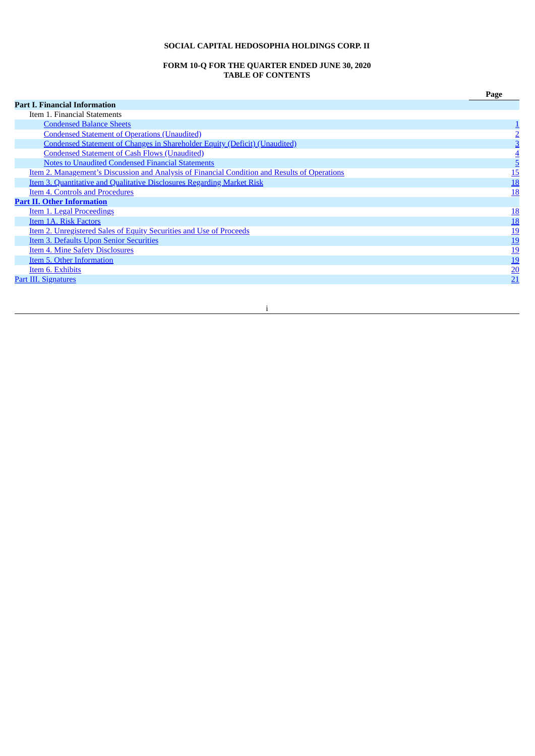**SOCIAL CAPITAL HEDOSOPHIA HOLDINGS CORP. II**

**FORM 10-Q FOR THE QUARTER ENDED JUNE 30, 2020**
**TABLE OF CONTENTS**

| | Page |
|---|---|
| **Part I. Financial Information** | |
| Item 1. Financial Statements | |
| Condensed Balance Sheets | 1 |
| Condensed Statement of Operations (Unaudited) | 2 |
| Condensed Statement of Changes in Shareholder Equity (Deficit) (Unaudited) | 3 |
| Condensed Statement of Cash Flows (Unaudited) | 4 |
| Notes to Unaudited Condensed Financial Statements | 5 |
| Item 2. Management's Discussion and Analysis of Financial Condition and Results of Operations | 15 |
| Item 3. Quantitative and Qualitative Disclosures Regarding Market Risk | 18 |
| Item 4. Controls and Procedures | 18 |
| **Part II. Other Information** | |
| Item 1. Legal Proceedings | 18 |
| Item 1A. Risk Factors | 18 |
| Item 2. Unregistered Sales of Equity Securities and Use of Proceeds | 19 |
| Item 3. Defaults Upon Senior Securities | 19 |
| Item 4. Mine Safety Disclosures | 19 |
| Item 5. Other Information | 19 |
| Item 6. Exhibits | 20 |
| Part III. Signatures | 21 |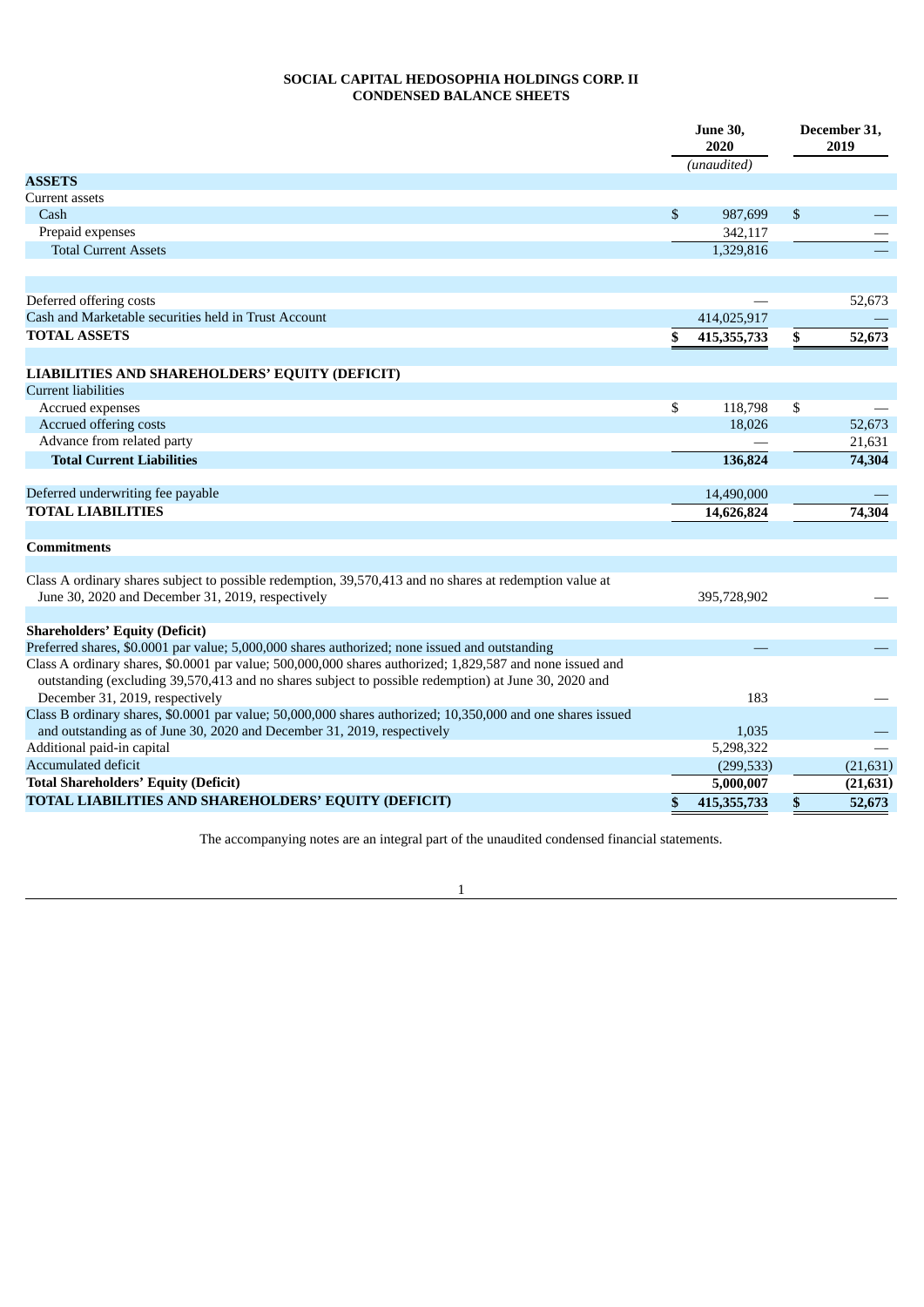**SOCIAL CAPITAL HEDOSOPHIA HOLDINGS CORP. II**
**CONDENSED BALANCE SHEETS**

| | June 30, 2020 | December 31, 2019 |
|---|---|---|
| | *(unaudited)* | |
| **ASSETS** | | |
| Current assets | | |
| Cash | $ 987,699 | $ — |
| Prepaid expenses | 342,117 | — |
| Total Current Assets | 1,329,816 | — |
| | | |
| Deferred offering costs | — | 52,673 |
| Cash and Marketable securities held in Trust Account | 414,025,917 | — |
| **TOTAL ASSETS** | **$ 415,355,733** | **$ 52,673** |
| | | |
| **LIABILITIES AND SHAREHOLDERS' EQUITY (DEFICIT)** | | |
| Current liabilities | | |
| Accrued expenses | $ 118,798 | $ — |
| Accrued offering costs | 18,026 | 52,673 |
| Advance from related party | — | 21,631 |
| **Total Current Liabilities** | **136,824** | **74,304** |
| | | |
| Deferred underwriting fee payable | 14,490,000 | — |
| **TOTAL LIABILITIES** | **14,626,824** | **74,304** |
| | | |
| **Commitments** | | |
| | | |
| Class A ordinary shares subject to possible redemption, 39,570,413 and no shares at redemption value at June 30, 2020 and December 31, 2019, respectively | 395,728,902 | — |
| | | |
| **Shareholders' Equity (Deficit)** | | |
| Preferred shares, $0.0001 par value; 5,000,000 shares authorized; none issued and outstanding | — | — |
| Class A ordinary shares, $0.0001 par value; 500,000,000 shares authorized; 1,829,587 and none issued and outstanding (excluding 39,570,413 and no shares subject to possible redemption) at June 30, 2020 and December 31, 2019, respectively | 183 | — |
| Class B ordinary shares, $0.0001 par value; 50,000,000 shares authorized; 10,350,000 and one shares issued and outstanding as of June 30, 2020 and December 31, 2019, respectively | 1,035 | — |
| Additional paid-in capital | 5,298,322 | — |
| Accumulated deficit | (299,533) | (21,631) |
| **Total Shareholders' Equity (Deficit)** | **5,000,007** | **(21,631)** |
| **TOTAL LIABILITIES AND SHAREHOLDERS' EQUITY (DEFICIT)** | **$ 415,355,733** | **$ 52,673** |

The accompanying notes are an integral part of the unaudited condensed financial statements.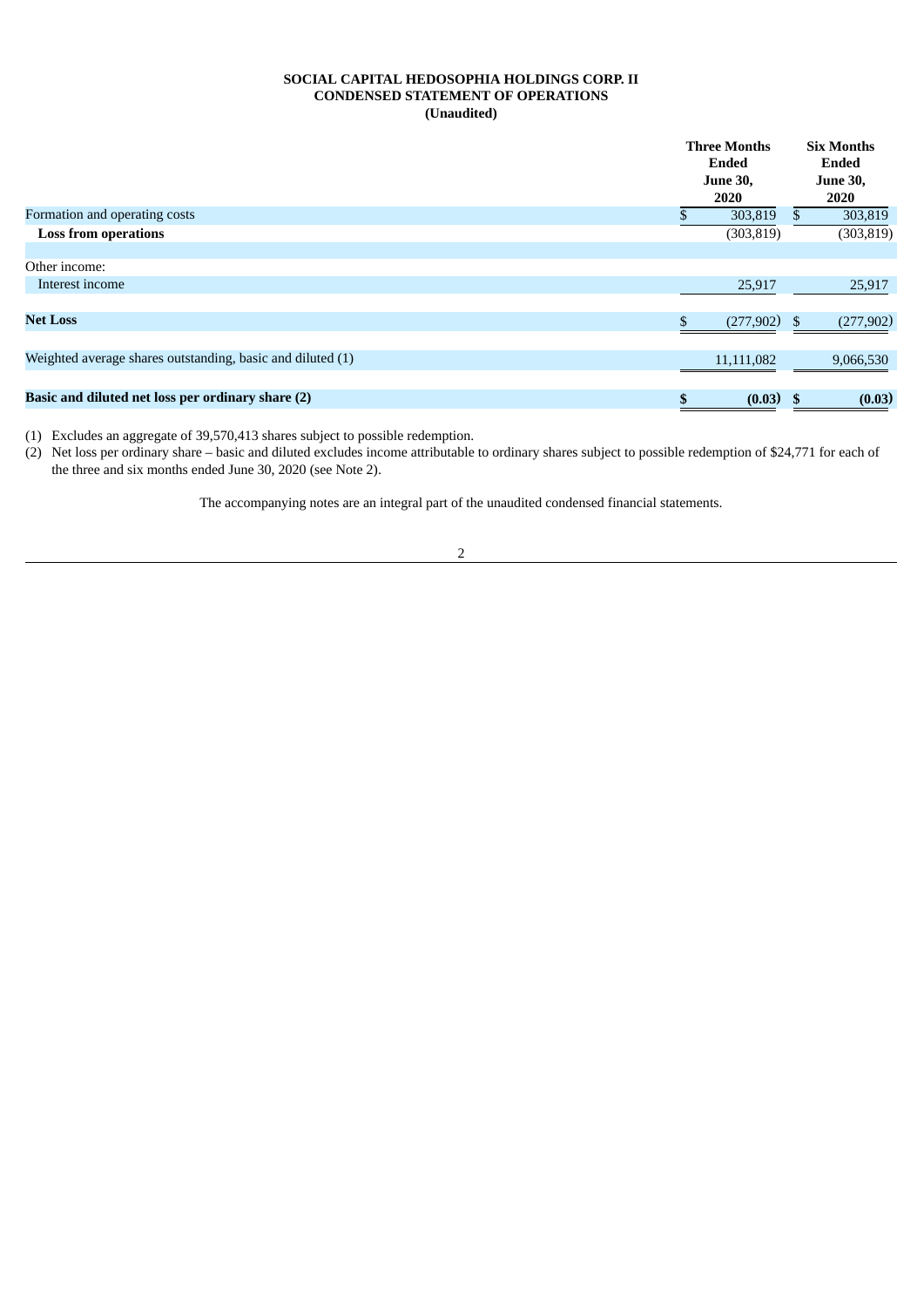**SOCIAL CAPITAL HEDOSOPHIA HOLDINGS CORP. II**
**CONDENSED STATEMENT OF OPERATIONS**
**(Unaudited)**

| | Three Months Ended June 30, 2020 | Six Months Ended June 30, 2020 |
|---|---|---|
| Formation and operating costs | $ 303,819 | $ 303,819 |
| **Loss from operations** | (303,819) | (303,819) |
| | | |
| Other income: | | |
| Interest income | 25,917 | 25,917 |
| | | |
| **Net Loss** | $ (277,902) | $ (277,902) |
| | | |
| Weighted average shares outstanding, basic and diluted (1) | 11,111,082 | 9,066,530 |
| | | |
| **Basic and diluted net loss per ordinary share (2)** | **$ (0.03)** | **$ (0.03)** |

(1) Excludes an aggregate of 39,570,413 shares subject to possible redemption.

(2) Net loss per ordinary share – basic and diluted excludes income attributable to ordinary shares subject to possible redemption of $24,771 for each of the three and six months ended June 30, 2020 (see Note 2).

The accompanying notes are an integral part of the unaudited condensed financial statements.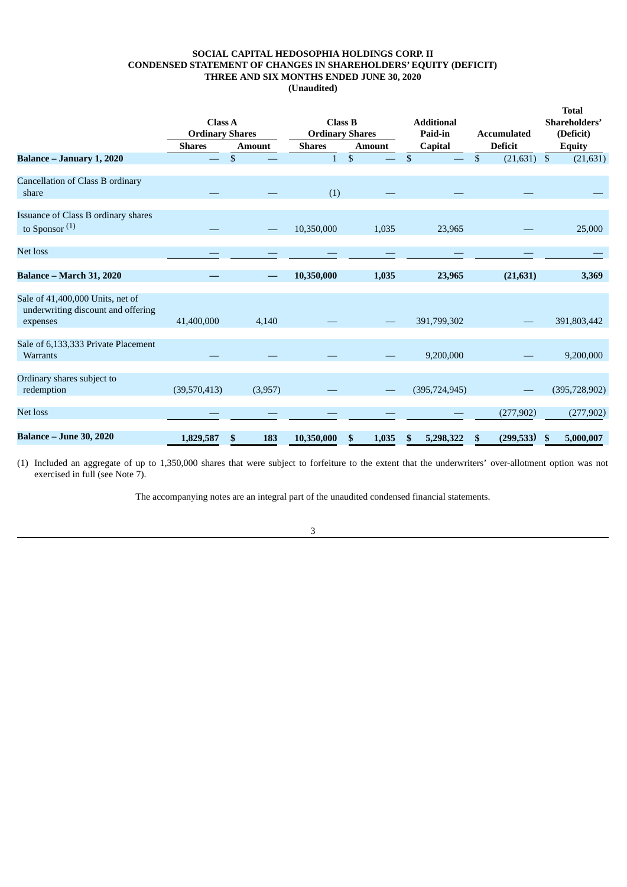**SOCIAL CAPITAL HEDOSOPHIA HOLDINGS CORP. II**
**CONDENSED STATEMENT OF CHANGES IN SHAREHOLDERS' EQUITY (DEFICIT)**
**THREE AND SIX MONTHS ENDED JUNE 30, 2020**
**(Unaudited)**

| | Class A Ordinary Shares | | Class B Ordinary Shares | | Additional Paid-in | Accumulated | Total Shareholders' (Deficit) |
|---|---|---|---|---|---|---|---|
| | Shares | Amount | Shares | Amount | Capital | Deficit | Equity |
| **Balance – January 1, 2020** | — | $ — | 1 | $ — | $ — | $ (21,631) | $ (21,631) |
| Cancellation of Class B ordinary share | — | — | (1) | — | — | — | — |
| Issuance of Class B ordinary shares to Sponsor (1) | — | — | 10,350,000 | 1,035 | 23,965 | — | 25,000 |
| Net loss | — | — | — | — | — | — | — |
| **Balance – March 31, 2020** | **—** | **—** | **10,350,000** | **1,035** | **23,965** | **(21,631)** | **3,369** |
| Sale of 41,400,000 Units, net of underwriting discount and offering expenses | 41,400,000 | 4,140 | — | — | 391,799,302 | — | 391,803,442 |
| Sale of 6,133,333 Private Placement Warrants | — | — | — | — | 9,200,000 | — | 9,200,000 |
| Ordinary shares subject to redemption | (39,570,413) | (3,957) | — | — | (395,724,945) | — | (395,728,902) |
| Net loss | — | — | — | — | — | (277,902) | (277,902) |
| **Balance – June 30, 2020** | **1,829,587** | **$ 183** | **10,350,000** | **$ 1,035** | **$ 5,298,322** | **$ (299,533)** | **$ 5,000,007** |

(1) Included an aggregate of up to 1,350,000 shares that were subject to forfeiture to the extent that the underwriters' over-allotment option was not exercised in full (see Note 7).

The accompanying notes are an integral part of the unaudited condensed financial statements.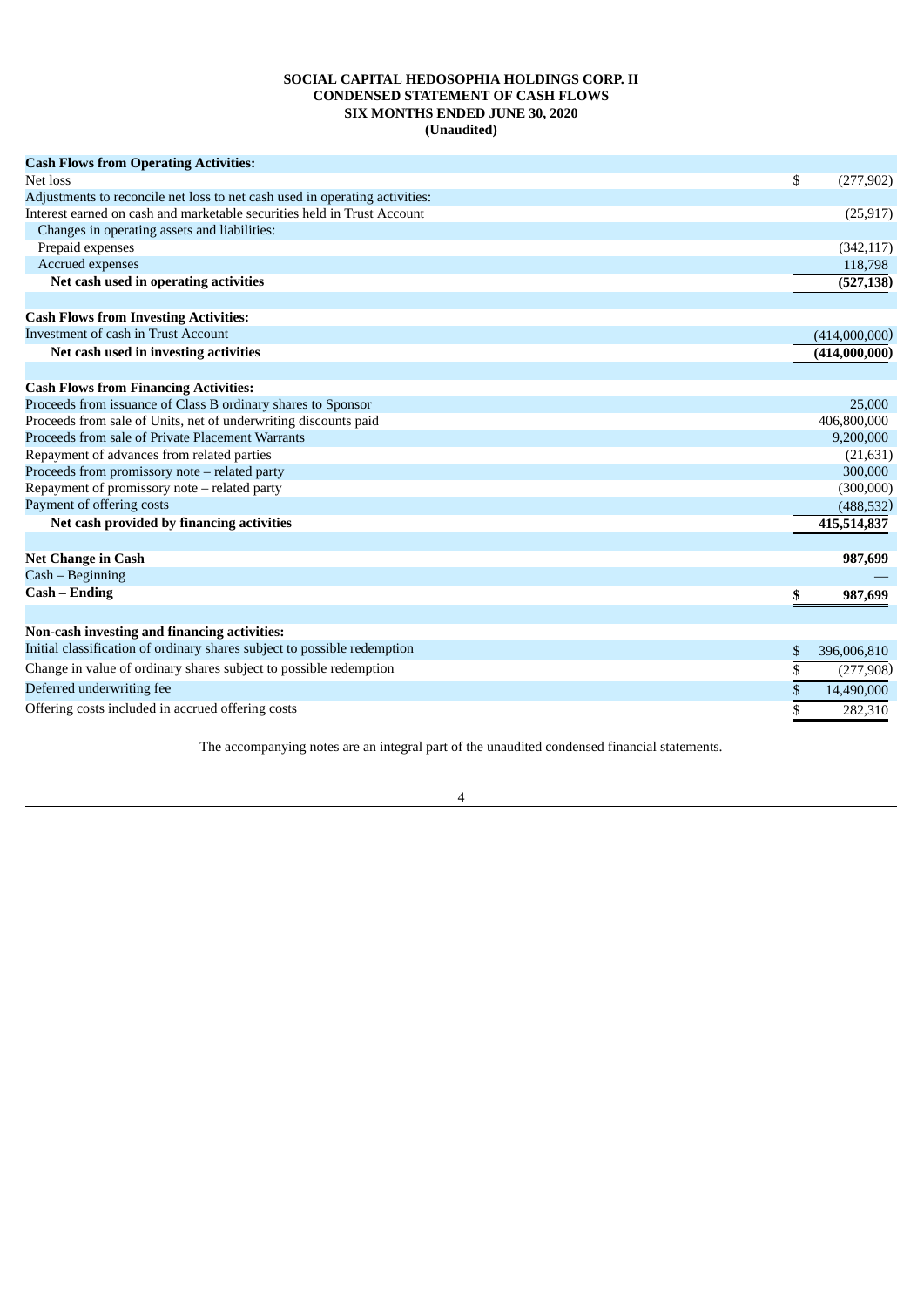**SOCIAL CAPITAL HEDOSOPHIA HOLDINGS CORP. II**
**CONDENSED STATEMENT OF CASH FLOWS**
**SIX MONTHS ENDED JUNE 30, 2020**
**(Unaudited)**

| | |
|---|---|
| **Cash Flows from Operating Activities:** | |
| Net loss | $ (277,902) |
| Adjustments to reconcile net loss to net cash used in operating activities: | |
| Interest earned on cash and marketable securities held in Trust Account | (25,917) |
| Changes in operating assets and liabilities: | |
| Prepaid expenses | (342,117) |
| Accrued expenses | 118,798 |
| **Net cash used in operating activities** | **(527,138)** |
| | |
| **Cash Flows from Investing Activities:** | |
| Investment of cash in Trust Account | (414,000,000) |
| **Net cash used in investing activities** | **(414,000,000)** |
| | |
| **Cash Flows from Financing Activities:** | |
| Proceeds from issuance of Class B ordinary shares to Sponsor | 25,000 |
| Proceeds from sale of Units, net of underwriting discounts paid | 406,800,000 |
| Proceeds from sale of Private Placement Warrants | 9,200,000 |
| Repayment of advances from related parties | (21,631) |
| Proceeds from promissory note – related party | 300,000 |
| Repayment of promissory note – related party | (300,000) |
| Payment of offering costs | (488,532) |
| **Net cash provided by financing activities** | **415,514,837** |
| | |
| **Net Change in Cash** | **987,699** |
| Cash – Beginning | — |
| **Cash – Ending** | **$ 987,699** |
| | |
| **Non-cash investing and financing activities:** | |
| Initial classification of ordinary shares subject to possible redemption | $ 396,006,810 |
| Change in value of ordinary shares subject to possible redemption | $ (277,908) |
| Deferred underwriting fee | $ 14,490,000 |
| Offering costs included in accrued offering costs | $ 282,310 |

The accompanying notes are an integral part of the unaudited condensed financial statements.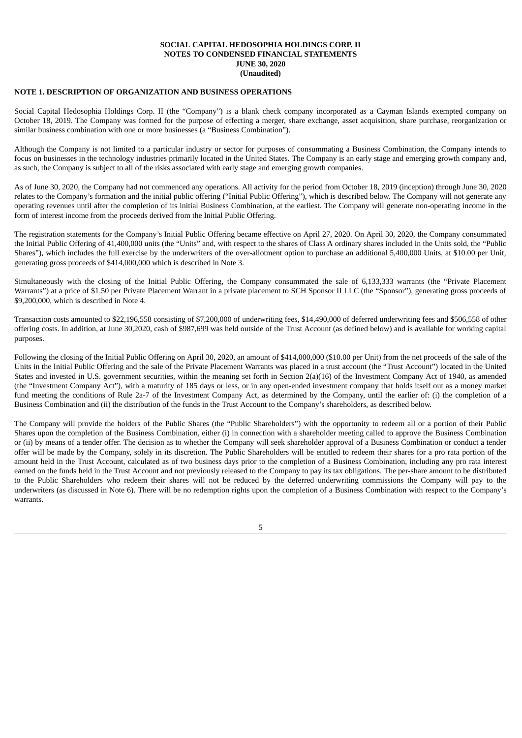**SOCIAL CAPITAL HEDOSOPHIA HOLDINGS CORP. II**
**NOTES TO CONDENSED FINANCIAL STATEMENTS**
**JUNE 30, 2020**
**(Unaudited)**

## NOTE 1. DESCRIPTION OF ORGANIZATION AND BUSINESS OPERATIONS

Social Capital Hedosophia Holdings Corp. II (the "Company") is a blank check company incorporated as a Cayman Islands exempted company on October 18, 2019. The Company was formed for the purpose of effecting a merger, share exchange, asset acquisition, share purchase, reorganization or similar business combination with one or more businesses (a "Business Combination").

Although the Company is not limited to a particular industry or sector for purposes of consummating a Business Combination, the Company intends to focus on businesses in the technology industries primarily located in the United States. The Company is an early stage and emerging growth company and, as such, the Company is subject to all of the risks associated with early stage and emerging growth companies.

As of June 30, 2020, the Company had not commenced any operations. All activity for the period from October 18, 2019 (inception) through June 30, 2020 relates to the Company's formation and the initial public offering ("Initial Public Offering"), which is described below. The Company will not generate any operating revenues until after the completion of its initial Business Combination, at the earliest. The Company will generate non-operating income in the form of interest income from the proceeds derived from the Initial Public Offering.

The registration statements for the Company's Initial Public Offering became effective on April 27, 2020. On April 30, 2020, the Company consummated the Initial Public Offering of 41,400,000 units (the "Units" and, with respect to the shares of Class A ordinary shares included in the Units sold, the "Public Shares"), which includes the full exercise by the underwriters of the over-allotment option to purchase an additional 5,400,000 Units, at $10.00 per Unit, generating gross proceeds of $414,000,000 which is described in Note 3.

Simultaneously with the closing of the Initial Public Offering, the Company consummated the sale of 6,133,333 warrants (the "Private Placement Warrants") at a price of $1.50 per Private Placement Warrant in a private placement to SCH Sponsor II LLC (the "Sponsor"), generating gross proceeds of $9,200,000, which is described in Note 4.

Transaction costs amounted to $22,196,558 consisting of $7,200,000 of underwriting fees, $14,490,000 of deferred underwriting fees and $506,558 of other offering costs. In addition, at June 30,2020, cash of $987,699 was held outside of the Trust Account (as defined below) and is available for working capital purposes.

Following the closing of the Initial Public Offering on April 30, 2020, an amount of $414,000,000 ($10.00 per Unit) from the net proceeds of the sale of the Units in the Initial Public Offering and the sale of the Private Placement Warrants was placed in a trust account (the "Trust Account") located in the United States and invested in U.S. government securities, within the meaning set forth in Section 2(a)(16) of the Investment Company Act of 1940, as amended (the "Investment Company Act"), with a maturity of 185 days or less, or in any open-ended investment company that holds itself out as a money market fund meeting the conditions of Rule 2a-7 of the Investment Company Act, as determined by the Company, until the earlier of: (i) the completion of a Business Combination and (ii) the distribution of the funds in the Trust Account to the Company's shareholders, as described below.

The Company will provide the holders of the Public Shares (the "Public Shareholders") with the opportunity to redeem all or a portion of their Public Shares upon the completion of the Business Combination, either (i) in connection with a shareholder meeting called to approve the Business Combination or (ii) by means of a tender offer. The decision as to whether the Company will seek shareholder approval of a Business Combination or conduct a tender offer will be made by the Company, solely in its discretion. The Public Shareholders will be entitled to redeem their shares for a pro rata portion of the amount held in the Trust Account, calculated as of two business days prior to the completion of a Business Combination, including any pro rata interest earned on the funds held in the Trust Account and not previously released to the Company to pay its tax obligations. The per-share amount to be distributed to the Public Shareholders who redeem their shares will not be reduced by the deferred underwriting commissions the Company will pay to the underwriters (as discussed in Note 6). There will be no redemption rights upon the completion of a Business Combination with respect to the Company's warrants.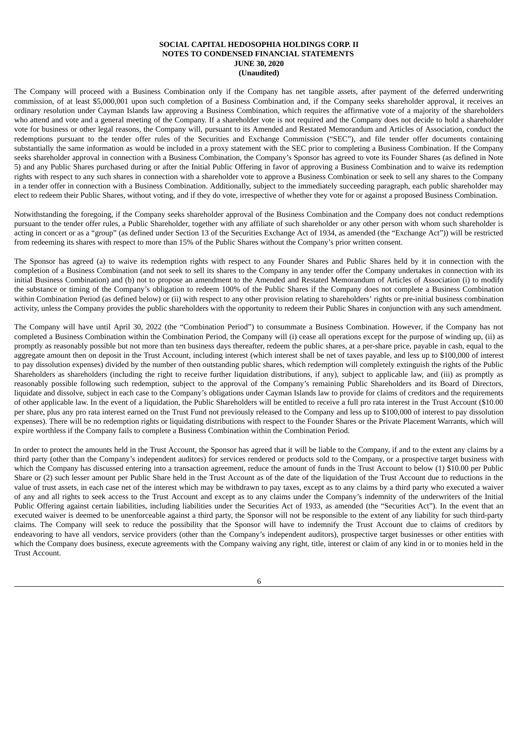The Company will proceed with a Business Combination only if the Company has net tangible assets, after payment of the deferred underwriting commission, of at least $5,000,001 upon such completion of a Business Combination and, if the Company seeks shareholder approval, it receives an ordinary resolution under Cayman Islands law approving a Business Combination, which requires the affirmative vote of a majority of the shareholders who attend and vote and a general meeting of the Company. If a shareholder vote is not required and the Company does not decide to hold a shareholder vote for business or other legal reasons, the Company will, pursuant to its Amended and Restated Memorandum and Articles of Association, conduct the redemptions pursuant to the tender offer rules of the Securities and Exchange Commission ("SEC"), and file tender offer documents containing substantially the same information as would be included in a proxy statement with the SEC prior to completing a Business Combination. If the Company seeks shareholder approval in connection with a Business Combination, the Company's Sponsor has agreed to vote its Founder Shares (as defined in Note 5) and any Public Shares purchased during or after the Initial Public Offering in favor of approving a Business Combination and to waive its redemption rights with respect to any such shares in connection with a shareholder vote to approve a Business Combination or seek to sell any shares to the Company in a tender offer in connection with a Business Combination. Additionally, subject to the immediately succeeding paragraph, each public shareholder may elect to redeem their Public Shares, without voting, and if they do vote, irrespective of whether they vote for or against a proposed Business Combination.

Notwithstanding the foregoing, if the Company seeks shareholder approval of the Business Combination and the Company does not conduct redemptions pursuant to the tender offer rules, a Public Shareholder, together with any affiliate of such shareholder or any other person with whom such shareholder is acting in concert or as a "group" (as defined under Section 13 of the Securities Exchange Act of 1934, as amended (the "Exchange Act")) will be restricted from redeeming its shares with respect to more than 15% of the Public Shares without the Company's prior written consent.

The Sponsor has agreed (a) to waive its redemption rights with respect to any Founder Shares and Public Shares held by it in connection with the completion of a Business Combination (and not seek to sell its shares to the Company in any tender offer the Company undertakes in connection with its initial Business Combination) and (b) not to propose an amendment to the Amended and Restated Memorandum of Articles of Association (i) to modify the substance or timing of the Company's obligation to redeem 100% of the Public Shares if the Company does not complete a Business Combination within Combination Period (as defined below) or (ii) with respect to any other provision relating to shareholders' rights or pre-initial business combination activity, unless the Company provides the public shareholders with the opportunity to redeem their Public Shares in conjunction with any such amendment.

The Company will have until April 30, 2022 (the "Combination Period") to consummate a Business Combination. However, if the Company has not completed a Business Combination within the Combination Period, the Company will (i) cease all operations except for the purpose of winding up, (ii) as promptly as reasonably possible but not more than ten business days thereafter, redeem the public shares, at a per-share price, payable in cash, equal to the aggregate amount then on deposit in the Trust Account, including interest (which interest shall be net of taxes payable, and less up to $100,000 of interest to pay dissolution expenses) divided by the number of then outstanding public shares, which redemption will completely extinguish the rights of the Public Shareholders as shareholders (including the right to receive further liquidation distributions, if any), subject to applicable law, and (iii) as promptly as reasonably possible following such redemption, subject to the approval of the Company's remaining Public Shareholders and its Board of Directors, liquidate and dissolve, subject in each case to the Company's obligations under Cayman Islands law to provide for claims of creditors and the requirements of other applicable law. In the event of a liquidation, the Public Shareholders will be entitled to receive a full pro rata interest in the Trust Account ($10.00 per share, plus any pro rata interest earned on the Trust Fund not previously released to the Company and less up to $100,000 of interest to pay dissolution expenses). There will be no redemption rights or liquidating distributions with respect to the Founder Shares or the Private Placement Warrants, which will expire worthless if the Company fails to complete a Business Combination within the Combination Period.

In order to protect the amounts held in the Trust Account, the Sponsor has agreed that it will be liable to the Company, if and to the extent any claims by a third party (other than the Company's independent auditors) for services rendered or products sold to the Company, or a prospective target business with which the Company has discussed entering into a transaction agreement, reduce the amount of funds in the Trust Account to below (1) $10.00 per Public Share or (2) such lesser amount per Public Share held in the Trust Account as of the date of the liquidation of the Trust Account due to reductions in the value of trust assets, in each case net of the interest which may be withdrawn to pay taxes, except as to any claims by a third party who executed a waiver of any and all rights to seek access to the Trust Account and except as to any claims under the Company's indemnity of the underwriters of the Initial Public Offering against certain liabilities, including liabilities under the Securities Act of 1933, as amended (the "Securities Act"). In the event that an executed waiver is deemed to be unenforceable against a third party, the Sponsor will not be responsible to the extent of any liability for such third-party claims. The Company will seek to reduce the possibility that the Sponsor will have to indemnify the Trust Account due to claims of creditors by endeavoring to have all vendors, service providers (other than the Company's independent auditors), prospective target businesses or other entities with which the Company does business, execute agreements with the Company waiving any right, title, interest or claim of any kind in or to monies held in the Trust Account.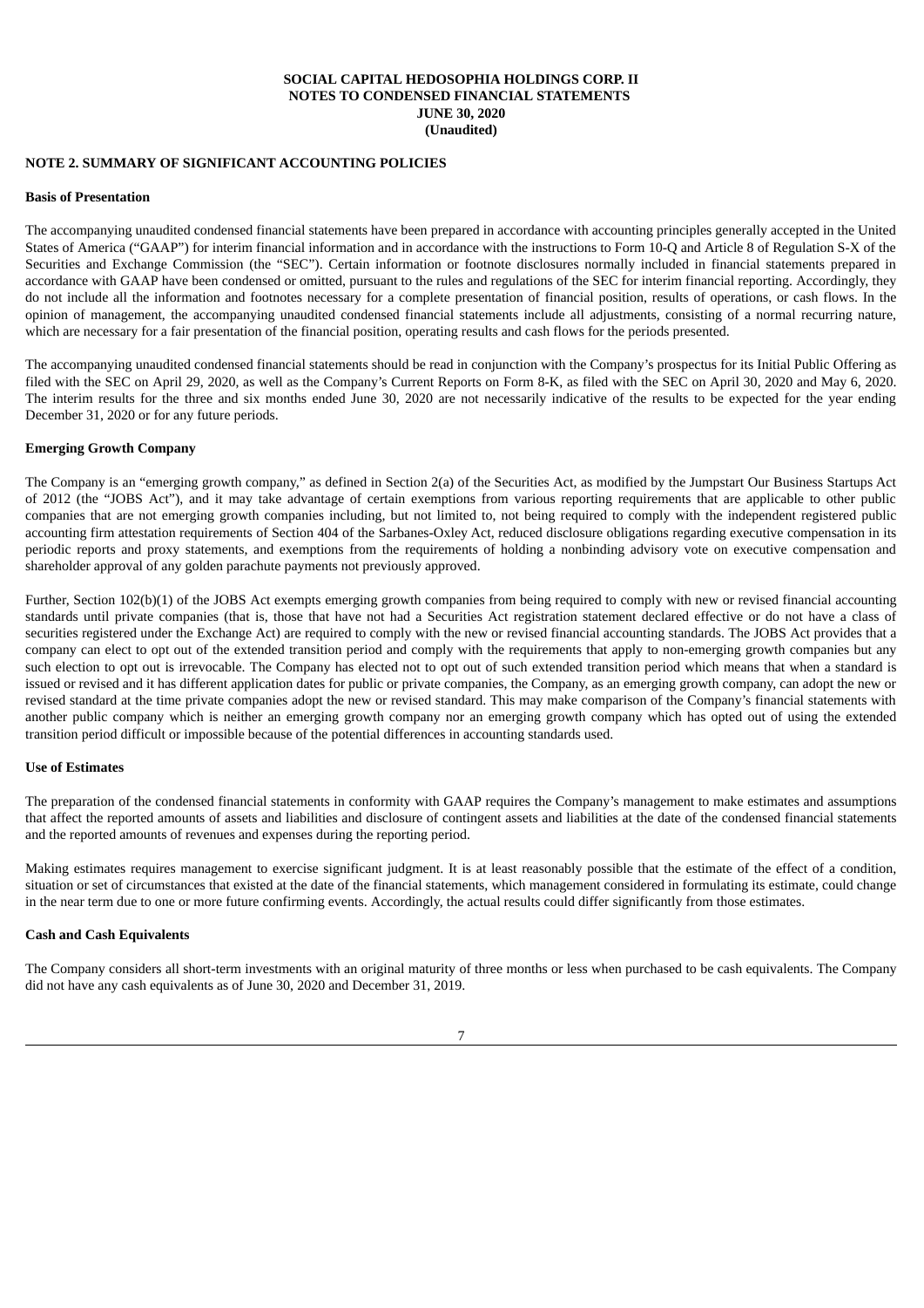**SOCIAL CAPITAL HEDOSOPHIA HOLDINGS CORP. II**
**NOTES TO CONDENSED FINANCIAL STATEMENTS**
**JUNE 30, 2020**
**(Unaudited)**

## NOTE 2. SUMMARY OF SIGNIFICANT ACCOUNTING POLICIES

### Basis of Presentation

The accompanying unaudited condensed financial statements have been prepared in accordance with accounting principles generally accepted in the United States of America ("GAAP") for interim financial information and in accordance with the instructions to Form 10-Q and Article 8 of Regulation S-X of the Securities and Exchange Commission (the "SEC"). Certain information or footnote disclosures normally included in financial statements prepared in accordance with GAAP have been condensed or omitted, pursuant to the rules and regulations of the SEC for interim financial reporting. Accordingly, they do not include all the information and footnotes necessary for a complete presentation of financial position, results of operations, or cash flows. In the opinion of management, the accompanying unaudited condensed financial statements include all adjustments, consisting of a normal recurring nature, which are necessary for a fair presentation of the financial position, operating results and cash flows for the periods presented.

The accompanying unaudited condensed financial statements should be read in conjunction with the Company's prospectus for its Initial Public Offering as filed with the SEC on April 29, 2020, as well as the Company's Current Reports on Form 8-K, as filed with the SEC on April 30, 2020 and May 6, 2020. The interim results for the three and six months ended June 30, 2020 are not necessarily indicative of the results to be expected for the year ending December 31, 2020 or for any future periods.

### Emerging Growth Company

The Company is an "emerging growth company," as defined in Section 2(a) of the Securities Act, as modified by the Jumpstart Our Business Startups Act of 2012 (the "JOBS Act"), and it may take advantage of certain exemptions from various reporting requirements that are applicable to other public companies that are not emerging growth companies including, but not limited to, not being required to comply with the independent registered public accounting firm attestation requirements of Section 404 of the Sarbanes-Oxley Act, reduced disclosure obligations regarding executive compensation in its periodic reports and proxy statements, and exemptions from the requirements of holding a nonbinding advisory vote on executive compensation and shareholder approval of any golden parachute payments not previously approved.

Further, Section 102(b)(1) of the JOBS Act exempts emerging growth companies from being required to comply with new or revised financial accounting standards until private companies (that is, those that have not had a Securities Act registration statement declared effective or do not have a class of securities registered under the Exchange Act) are required to comply with the new or revised financial accounting standards. The JOBS Act provides that a company can elect to opt out of the extended transition period and comply with the requirements that apply to non-emerging growth companies but any such election to opt out is irrevocable. The Company has elected not to opt out of such extended transition period which means that when a standard is issued or revised and it has different application dates for public or private companies, the Company, as an emerging growth company, can adopt the new or revised standard at the time private companies adopt the new or revised standard. This may make comparison of the Company's financial statements with another public company which is neither an emerging growth company nor an emerging growth company which has opted out of using the extended transition period difficult or impossible because of the potential differences in accounting standards used.

### Use of Estimates

The preparation of the condensed financial statements in conformity with GAAP requires the Company's management to make estimates and assumptions that affect the reported amounts of assets and liabilities and disclosure of contingent assets and liabilities at the date of the condensed financial statements and the reported amounts of revenues and expenses during the reporting period.

Making estimates requires management to exercise significant judgment. It is at least reasonably possible that the estimate of the effect of a condition, situation or set of circumstances that existed at the date of the financial statements, which management considered in formulating its estimate, could change in the near term due to one or more future confirming events. Accordingly, the actual results could differ significantly from those estimates.

### Cash and Cash Equivalents

The Company considers all short-term investments with an original maturity of three months or less when purchased to be cash equivalents. The Company did not have any cash equivalents as of June 30, 2020 and December 31, 2019.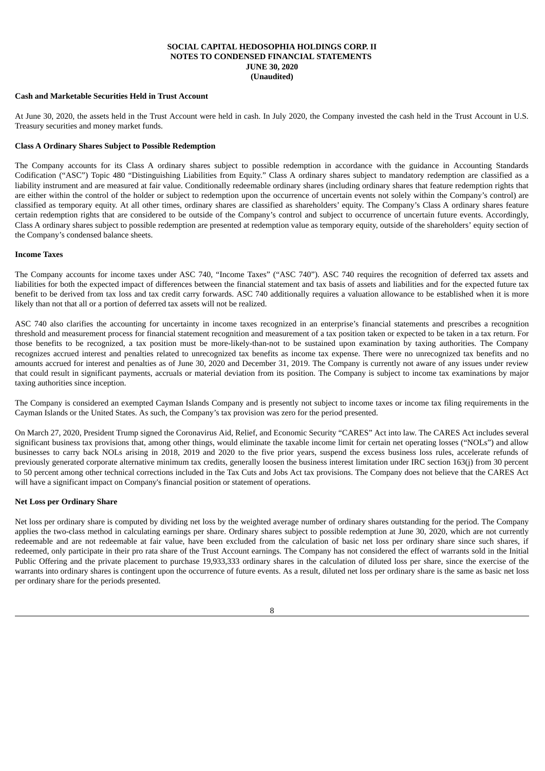**SOCIAL CAPITAL HEDOSOPHIA HOLDINGS CORP. II**
**NOTES TO CONDENSED FINANCIAL STATEMENTS**
**JUNE 30, 2020**
**(Unaudited)**

**Cash and Marketable Securities Held in Trust Account**

At June 30, 2020, the assets held in the Trust Account were held in cash. In July 2020, the Company invested the cash held in the Trust Account in U.S. Treasury securities and money market funds.

**Class A Ordinary Shares Subject to Possible Redemption**

The Company accounts for its Class A ordinary shares subject to possible redemption in accordance with the guidance in Accounting Standards Codification ("ASC") Topic 480 "Distinguishing Liabilities from Equity." Class A ordinary shares subject to mandatory redemption are classified as a liability instrument and are measured at fair value. Conditionally redeemable ordinary shares (including ordinary shares that feature redemption rights that are either within the control of the holder or subject to redemption upon the occurrence of uncertain events not solely within the Company's control) are classified as temporary equity. At all other times, ordinary shares are classified as shareholders' equity. The Company's Class A ordinary shares feature certain redemption rights that are considered to be outside of the Company's control and subject to occurrence of uncertain future events. Accordingly, Class A ordinary shares subject to possible redemption are presented at redemption value as temporary equity, outside of the shareholders' equity section of the Company's condensed balance sheets.

**Income Taxes**

The Company accounts for income taxes under ASC 740, "Income Taxes" ("ASC 740"). ASC 740 requires the recognition of deferred tax assets and liabilities for both the expected impact of differences between the financial statement and tax basis of assets and liabilities and for the expected future tax benefit to be derived from tax loss and tax credit carry forwards. ASC 740 additionally requires a valuation allowance to be established when it is more likely than not that all or a portion of deferred tax assets will not be realized.

ASC 740 also clarifies the accounting for uncertainty in income taxes recognized in an enterprise's financial statements and prescribes a recognition threshold and measurement process for financial statement recognition and measurement of a tax position taken or expected to be taken in a tax return. For those benefits to be recognized, a tax position must be more-likely-than-not to be sustained upon examination by taxing authorities. The Company recognizes accrued interest and penalties related to unrecognized tax benefits as income tax expense. There were no unrecognized tax benefits and no amounts accrued for interest and penalties as of June 30, 2020 and December 31, 2019. The Company is currently not aware of any issues under review that could result in significant payments, accruals or material deviation from its position. The Company is subject to income tax examinations by major taxing authorities since inception.

The Company is considered an exempted Cayman Islands Company and is presently not subject to income taxes or income tax filing requirements in the Cayman Islands or the United States. As such, the Company's tax provision was zero for the period presented.

On March 27, 2020, President Trump signed the Coronavirus Aid, Relief, and Economic Security "CARES" Act into law. The CARES Act includes several significant business tax provisions that, among other things, would eliminate the taxable income limit for certain net operating losses ("NOLs") and allow businesses to carry back NOLs arising in 2018, 2019 and 2020 to the five prior years, suspend the excess business loss rules, accelerate refunds of previously generated corporate alternative minimum tax credits, generally loosen the business interest limitation under IRC section 163(j) from 30 percent to 50 percent among other technical corrections included in the Tax Cuts and Jobs Act tax provisions. The Company does not believe that the CARES Act will have a significant impact on Company's financial position or statement of operations.

**Net Loss per Ordinary Share**

Net loss per ordinary share is computed by dividing net loss by the weighted average number of ordinary shares outstanding for the period. The Company applies the two-class method in calculating earnings per share. Ordinary shares subject to possible redemption at June 30, 2020, which are not currently redeemable and are not redeemable at fair value, have been excluded from the calculation of basic net loss per ordinary share since such shares, if redeemed, only participate in their pro rata share of the Trust Account earnings. The Company has not considered the effect of warrants sold in the Initial Public Offering and the private placement to purchase 19,933,333 ordinary shares in the calculation of diluted loss per share, since the exercise of the warrants into ordinary shares is contingent upon the occurrence of future events. As a result, diluted net loss per ordinary share is the same as basic net loss per ordinary share for the periods presented.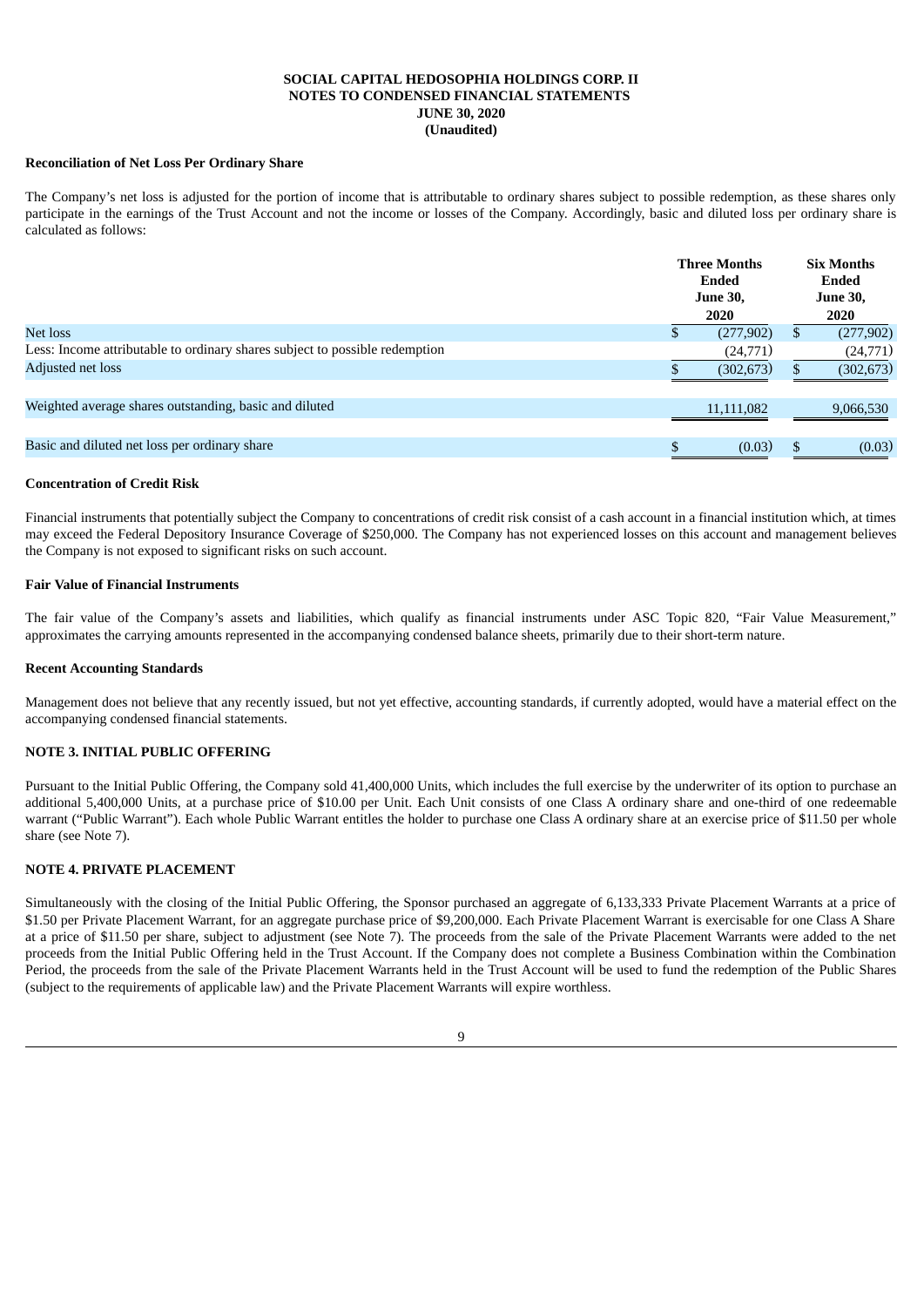**SOCIAL CAPITAL HEDOSOPHIA HOLDINGS CORP. II**
**NOTES TO CONDENSED FINANCIAL STATEMENTS**
**JUNE 30, 2020**
**(Unaudited)**

**Reconciliation of Net Loss Per Ordinary Share**

The Company's net loss is adjusted for the portion of income that is attributable to ordinary shares subject to possible redemption, as these shares only participate in the earnings of the Trust Account and not the income or losses of the Company. Accordingly, basic and diluted loss per ordinary share is calculated as follows:

| | Three Months Ended June 30, 2020 | Six Months Ended June 30, 2020 |
|---|---|---|
| Net loss | $ (277,902) | $ (277,902) |
| Less: Income attributable to ordinary shares subject to possible redemption | (24,771) | (24,771) |
| Adjusted net loss | $ (302,673) | $ (302,673) |
| | | |
| Weighted average shares outstanding, basic and diluted | 11,111,082 | 9,066,530 |
| | | |
| Basic and diluted net loss per ordinary share | $ (0.03) | $ (0.03) |

**Concentration of Credit Risk**

Financial instruments that potentially subject the Company to concentrations of credit risk consist of a cash account in a financial institution which, at times may exceed the Federal Depository Insurance Coverage of $250,000. The Company has not experienced losses on this account and management believes the Company is not exposed to significant risks on such account.

**Fair Value of Financial Instruments**

The fair value of the Company's assets and liabilities, which qualify as financial instruments under ASC Topic 820, "Fair Value Measurement," approximates the carrying amounts represented in the accompanying condensed balance sheets, primarily due to their short-term nature.

**Recent Accounting Standards**

Management does not believe that any recently issued, but not yet effective, accounting standards, if currently adopted, would have a material effect on the accompanying condensed financial statements.

**NOTE 3. INITIAL PUBLIC OFFERING**

Pursuant to the Initial Public Offering, the Company sold 41,400,000 Units, which includes the full exercise by the underwriter of its option to purchase an additional 5,400,000 Units, at a purchase price of $10.00 per Unit. Each Unit consists of one Class A ordinary share and one-third of one redeemable warrant ("Public Warrant"). Each whole Public Warrant entitles the holder to purchase one Class A ordinary share at an exercise price of $11.50 per whole share (see Note 7).

**NOTE 4. PRIVATE PLACEMENT**

Simultaneously with the closing of the Initial Public Offering, the Sponsor purchased an aggregate of 6,133,333 Private Placement Warrants at a price of $1.50 per Private Placement Warrant, for an aggregate purchase price of $9,200,000. Each Private Placement Warrant is exercisable for one Class A Share at a price of $11.50 per share, subject to adjustment (see Note 7). The proceeds from the sale of the Private Placement Warrants were added to the net proceeds from the Initial Public Offering held in the Trust Account. If the Company does not complete a Business Combination within the Combination Period, the proceeds from the sale of the Private Placement Warrants held in the Trust Account will be used to fund the redemption of the Public Shares (subject to the requirements of applicable law) and the Private Placement Warrants will expire worthless.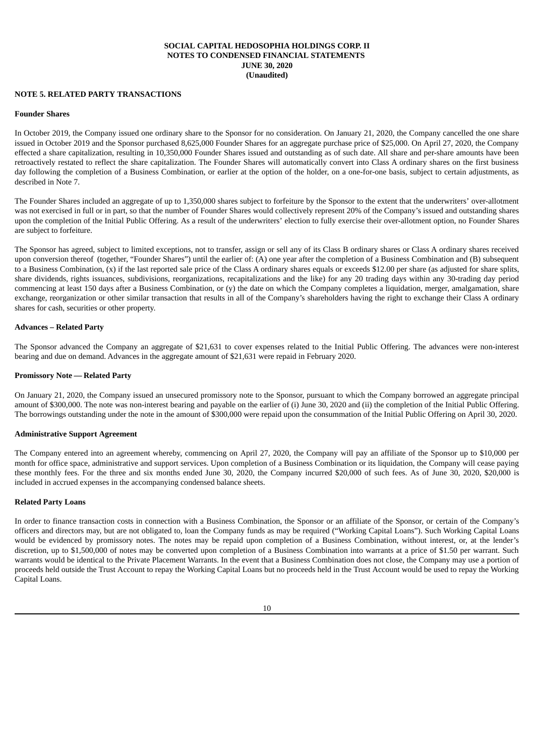**SOCIAL CAPITAL HEDOSOPHIA HOLDINGS CORP. II**
**NOTES TO CONDENSED FINANCIAL STATEMENTS**
**JUNE 30, 2020**
**(Unaudited)**

## NOTE 5. RELATED PARTY TRANSACTIONS

### Founder Shares

In October 2019, the Company issued one ordinary share to the Sponsor for no consideration. On January 21, 2020, the Company cancelled the one share issued in October 2019 and the Sponsor purchased 8,625,000 Founder Shares for an aggregate purchase price of $25,000. On April 27, 2020, the Company effected a share capitalization, resulting in 10,350,000 Founder Shares issued and outstanding as of such date. All share and per-share amounts have been retroactively restated to reflect the share capitalization. The Founder Shares will automatically convert into Class A ordinary shares on the first business day following the completion of a Business Combination, or earlier at the option of the holder, on a one-for-one basis, subject to certain adjustments, as described in Note 7.

The Founder Shares included an aggregate of up to 1,350,000 shares subject to forfeiture by the Sponsor to the extent that the underwriters' over-allotment was not exercised in full or in part, so that the number of Founder Shares would collectively represent 20% of the Company's issued and outstanding shares upon the completion of the Initial Public Offering. As a result of the underwriters' election to fully exercise their over-allotment option, no Founder Shares are subject to forfeiture.

The Sponsor has agreed, subject to limited exceptions, not to transfer, assign or sell any of its Class B ordinary shares or Class A ordinary shares received upon conversion thereof (together, "Founder Shares") until the earlier of: (A) one year after the completion of a Business Combination and (B) subsequent to a Business Combination, (x) if the last reported sale price of the Class A ordinary shares equals or exceeds $12.00 per share (as adjusted for share splits, share dividends, rights issuances, subdivisions, reorganizations, recapitalizations and the like) for any 20 trading days within any 30-trading day period commencing at least 150 days after a Business Combination, or (y) the date on which the Company completes a liquidation, merger, amalgamation, share exchange, reorganization or other similar transaction that results in all of the Company's shareholders having the right to exchange their Class A ordinary shares for cash, securities or other property.

### Advances – Related Party

The Sponsor advanced the Company an aggregate of $21,631 to cover expenses related to the Initial Public Offering. The advances were non-interest bearing and due on demand. Advances in the aggregate amount of $21,631 were repaid in February 2020.

### Promissory Note — Related Party

On January 21, 2020, the Company issued an unsecured promissory note to the Sponsor, pursuant to which the Company borrowed an aggregate principal amount of $300,000. The note was non-interest bearing and payable on the earlier of (i) June 30, 2020 and (ii) the completion of the Initial Public Offering. The borrowings outstanding under the note in the amount of $300,000 were repaid upon the consummation of the Initial Public Offering on April 30, 2020.

### Administrative Support Agreement

The Company entered into an agreement whereby, commencing on April 27, 2020, the Company will pay an affiliate of the Sponsor up to $10,000 per month for office space, administrative and support services. Upon completion of a Business Combination or its liquidation, the Company will cease paying these monthly fees. For the three and six months ended June 30, 2020, the Company incurred $20,000 of such fees. As of June 30, 2020, $20,000 is included in accrued expenses in the accompanying condensed balance sheets.

### Related Party Loans

In order to finance transaction costs in connection with a Business Combination, the Sponsor or an affiliate of the Sponsor, or certain of the Company's officers and directors may, but are not obligated to, loan the Company funds as may be required ("Working Capital Loans"). Such Working Capital Loans would be evidenced by promissory notes. The notes may be repaid upon completion of a Business Combination, without interest, or, at the lender's discretion, up to $1,500,000 of notes may be converted upon completion of a Business Combination into warrants at a price of $1.50 per warrant. Such warrants would be identical to the Private Placement Warrants. In the event that a Business Combination does not close, the Company may use a portion of proceeds held outside the Trust Account to repay the Working Capital Loans but no proceeds held in the Trust Account would be used to repay the Working Capital Loans.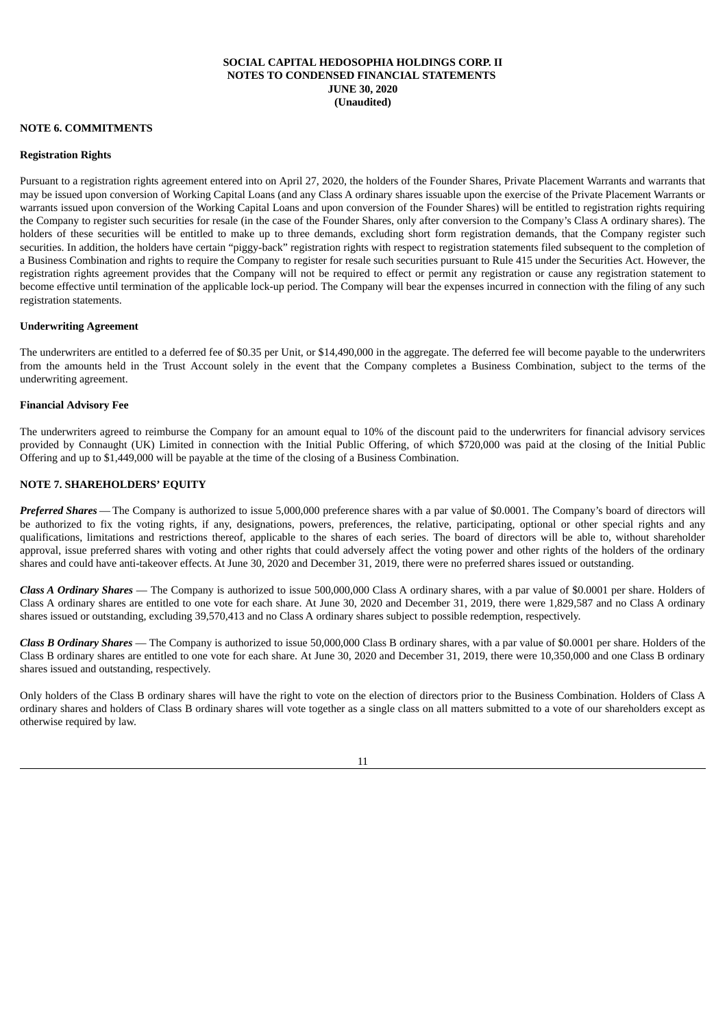## NOTE 6. COMMITMENTS

### Registration Rights

Pursuant to a registration rights agreement entered into on April 27, 2020, the holders of the Founder Shares, Private Placement Warrants and warrants that may be issued upon conversion of Working Capital Loans (and any Class A ordinary shares issuable upon the exercise of the Private Placement Warrants or warrants issued upon conversion of the Working Capital Loans and upon conversion of the Founder Shares) will be entitled to registration rights requiring the Company to register such securities for resale (in the case of the Founder Shares, only after conversion to the Company's Class A ordinary shares). The holders of these securities will be entitled to make up to three demands, excluding short form registration demands, that the Company register such securities. In addition, the holders have certain "piggy-back" registration rights with respect to registration statements filed subsequent to the completion of a Business Combination and rights to require the Company to register for resale such securities pursuant to Rule 415 under the Securities Act. However, the registration rights agreement provides that the Company will not be required to effect or permit any registration or cause any registration statement to become effective until termination of the applicable lock-up period. The Company will bear the expenses incurred in connection with the filing of any such registration statements.

### Underwriting Agreement

The underwriters are entitled to a deferred fee of $0.35 per Unit, or $14,490,000 in the aggregate. The deferred fee will become payable to the underwriters from the amounts held in the Trust Account solely in the event that the Company completes a Business Combination, subject to the terms of the underwriting agreement.

### Financial Advisory Fee

The underwriters agreed to reimburse the Company for an amount equal to 10% of the discount paid to the underwriters for financial advisory services provided by Connaught (UK) Limited in connection with the Initial Public Offering, of which $720,000 was paid at the closing of the Initial Public Offering and up to $1,449,000 will be payable at the time of the closing of a Business Combination.

## NOTE 7. SHAREHOLDERS' EQUITY

***Preferred Shares*** — The Company is authorized to issue 5,000,000 preference shares with a par value of $0.0001. The Company's board of directors will be authorized to fix the voting rights, if any, designations, powers, preferences, the relative, participating, optional or other special rights and any qualifications, limitations and restrictions thereof, applicable to the shares of each series. The board of directors will be able to, without shareholder approval, issue preferred shares with voting and other rights that could adversely affect the voting power and other rights of the holders of the ordinary shares and could have anti-takeover effects. At June 30, 2020 and December 31, 2019, there were no preferred shares issued or outstanding.

***Class A Ordinary Shares*** — The Company is authorized to issue 500,000,000 Class A ordinary shares, with a par value of $0.0001 per share. Holders of Class A ordinary shares are entitled to one vote for each share. At June 30, 2020 and December 31, 2019, there were 1,829,587 and no Class A ordinary shares issued or outstanding, excluding 39,570,413 and no Class A ordinary shares subject to possible redemption, respectively.

***Class B Ordinary Shares*** — The Company is authorized to issue 50,000,000 Class B ordinary shares, with a par value of $0.0001 per share. Holders of the Class B ordinary shares are entitled to one vote for each share. At June 30, 2020 and December 31, 2019, there were 10,350,000 and one Class B ordinary shares issued and outstanding, respectively.

Only holders of the Class B ordinary shares will have the right to vote on the election of directors prior to the Business Combination. Holders of Class A ordinary shares and holders of Class B ordinary shares will vote together as a single class on all matters submitted to a vote of our shareholders except as otherwise required by law.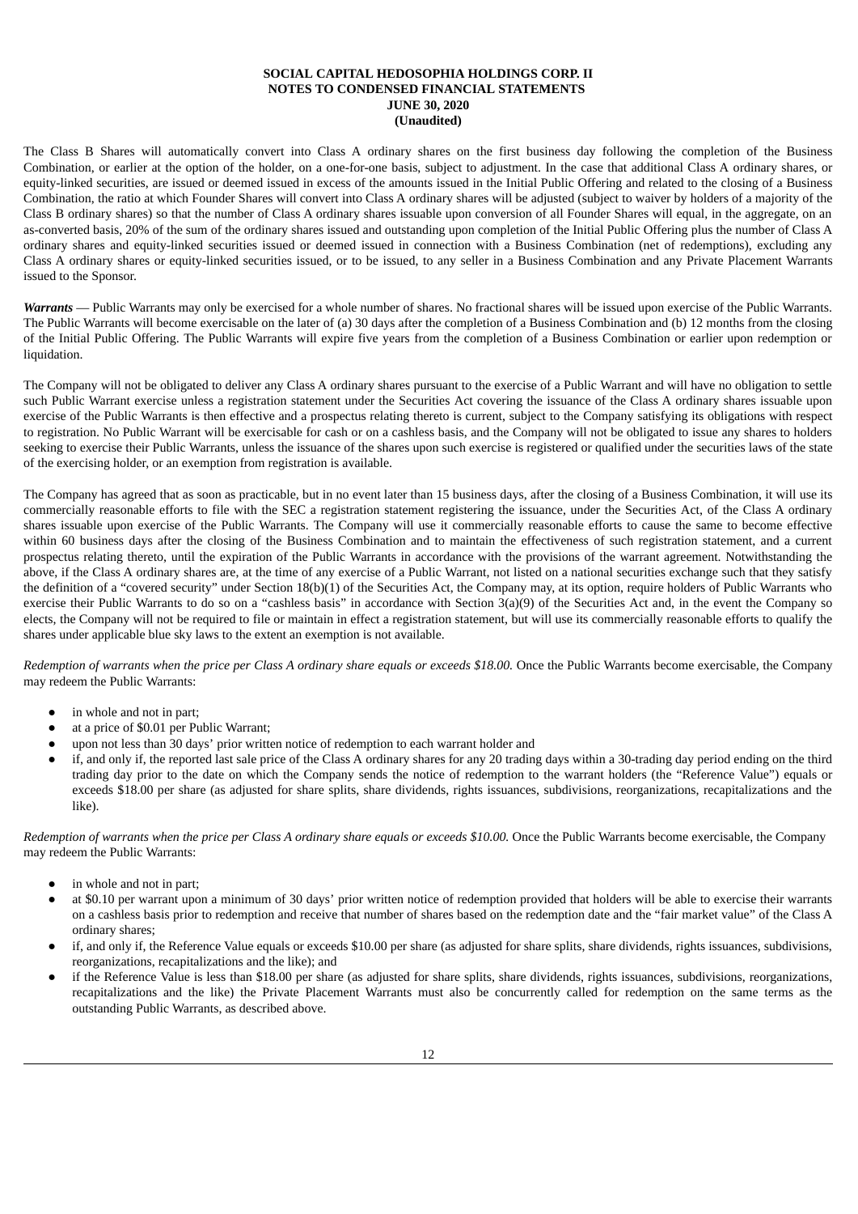The Class B Shares will automatically convert into Class A ordinary shares on the first business day following the completion of the Business Combination, or earlier at the option of the holder, on a one-for-one basis, subject to adjustment. In the case that additional Class A ordinary shares, or equity-linked securities, are issued or deemed issued in excess of the amounts issued in the Initial Public Offering and related to the closing of a Business Combination, the ratio at which Founder Shares will convert into Class A ordinary shares will be adjusted (subject to waiver by holders of a majority of the Class B ordinary shares) so that the number of Class A ordinary shares issuable upon conversion of all Founder Shares will equal, in the aggregate, on an as-converted basis, 20% of the sum of the ordinary shares issued and outstanding upon completion of the Initial Public Offering plus the number of Class A ordinary shares and equity-linked securities issued or deemed issued in connection with a Business Combination (net of redemptions), excluding any Class A ordinary shares or equity-linked securities issued, or to be issued, to any seller in a Business Combination and any Private Placement Warrants issued to the Sponsor.

***Warrants*** — Public Warrants may only be exercised for a whole number of shares. No fractional shares will be issued upon exercise of the Public Warrants. The Public Warrants will become exercisable on the later of (a) 30 days after the completion of a Business Combination and (b) 12 months from the closing of the Initial Public Offering. The Public Warrants will expire five years from the completion of a Business Combination or earlier upon redemption or liquidation.

The Company will not be obligated to deliver any Class A ordinary shares pursuant to the exercise of a Public Warrant and will have no obligation to settle such Public Warrant exercise unless a registration statement under the Securities Act covering the issuance of the Class A ordinary shares issuable upon exercise of the Public Warrants is then effective and a prospectus relating thereto is current, subject to the Company satisfying its obligations with respect to registration. No Public Warrant will be exercisable for cash or on a cashless basis, and the Company will not be obligated to issue any shares to holders seeking to exercise their Public Warrants, unless the issuance of the shares upon such exercise is registered or qualified under the securities laws of the state of the exercising holder, or an exemption from registration is available.

The Company has agreed that as soon as practicable, but in no event later than 15 business days, after the closing of a Business Combination, it will use its commercially reasonable efforts to file with the SEC a registration statement registering the issuance, under the Securities Act, of the Class A ordinary shares issuable upon exercise of the Public Warrants. The Company will use it commercially reasonable efforts to cause the same to become effective within 60 business days after the closing of the Business Combination and to maintain the effectiveness of such registration statement, and a current prospectus relating thereto, until the expiration of the Public Warrants in accordance with the provisions of the warrant agreement. Notwithstanding the above, if the Class A ordinary shares are, at the time of any exercise of a Public Warrant, not listed on a national securities exchange such that they satisfy the definition of a "covered security" under Section 18(b)(1) of the Securities Act, the Company may, at its option, require holders of Public Warrants who exercise their Public Warrants to do so on a "cashless basis" in accordance with Section 3(a)(9) of the Securities Act and, in the event the Company so elects, the Company will not be required to file or maintain in effect a registration statement, but will use its commercially reasonable efforts to qualify the shares under applicable blue sky laws to the extent an exemption is not available.

*Redemption of warrants when the price per Class A ordinary share equals or exceeds $18.00.* Once the Public Warrants become exercisable, the Company may redeem the Public Warrants:

- in whole and not in part;
- at a price of $0.01 per Public Warrant;
- upon not less than 30 days' prior written notice of redemption to each warrant holder and
- if, and only if, the reported last sale price of the Class A ordinary shares for any 20 trading days within a 30-trading day period ending on the third trading day prior to the date on which the Company sends the notice of redemption to the warrant holders (the "Reference Value") equals or exceeds $18.00 per share (as adjusted for share splits, share dividends, rights issuances, subdivisions, reorganizations, recapitalizations and the like).

*Redemption of warrants when the price per Class A ordinary share equals or exceeds $10.00.* Once the Public Warrants become exercisable, the Company may redeem the Public Warrants:

- in whole and not in part;
- at $0.10 per warrant upon a minimum of 30 days' prior written notice of redemption provided that holders will be able to exercise their warrants on a cashless basis prior to redemption and receive that number of shares based on the redemption date and the "fair market value" of the Class A ordinary shares;
- if, and only if, the Reference Value equals or exceeds $10.00 per share (as adjusted for share splits, share dividends, rights issuances, subdivisions, reorganizations, recapitalizations and the like); and
- if the Reference Value is less than $18.00 per share (as adjusted for share splits, share dividends, rights issuances, subdivisions, reorganizations, recapitalizations and the like) the Private Placement Warrants must also be concurrently called for redemption on the same terms as the outstanding Public Warrants, as described above.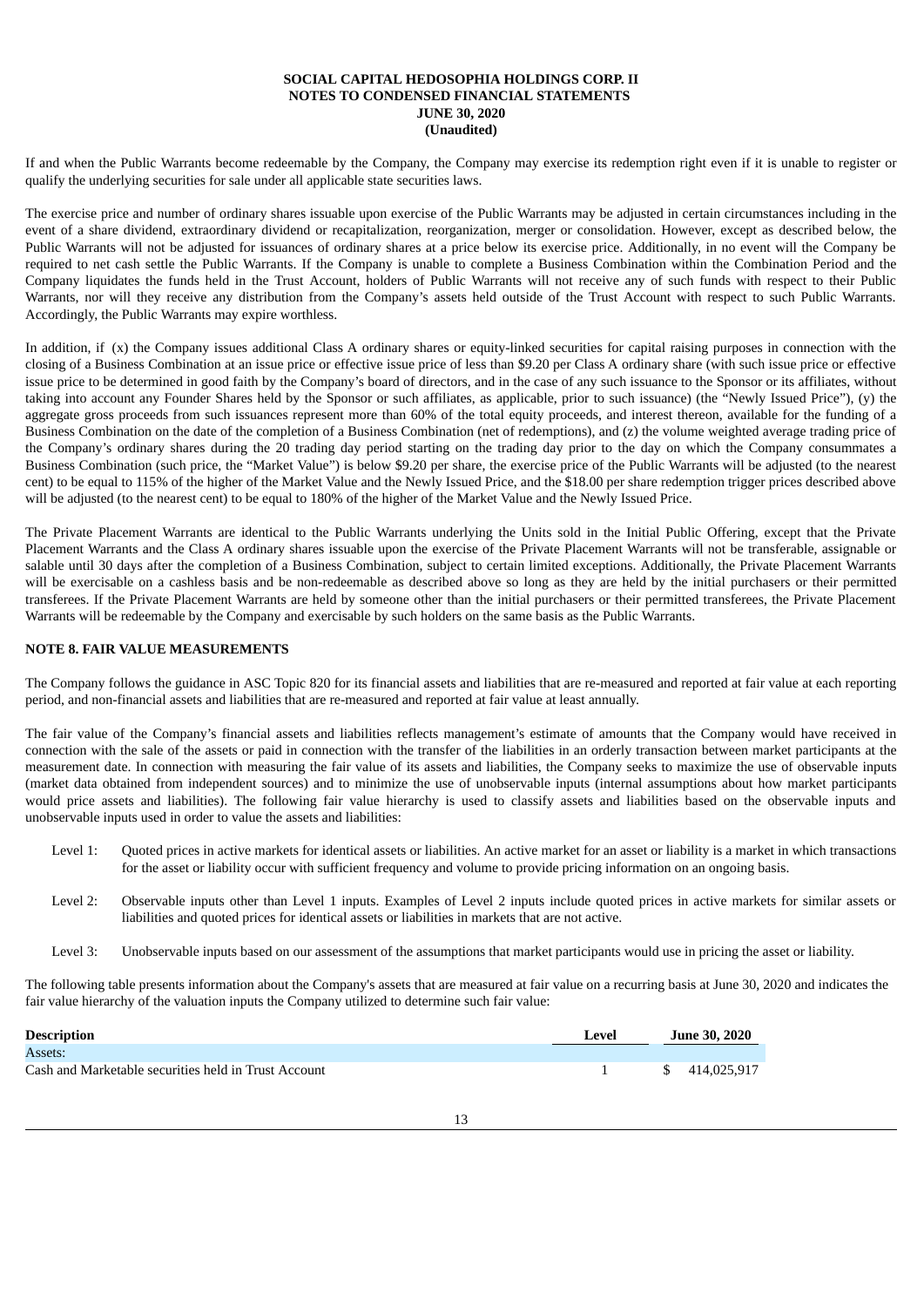If and when the Public Warrants become redeemable by the Company, the Company may exercise its redemption right even if it is unable to register or qualify the underlying securities for sale under all applicable state securities laws.

The exercise price and number of ordinary shares issuable upon exercise of the Public Warrants may be adjusted in certain circumstances including in the event of a share dividend, extraordinary dividend or recapitalization, reorganization, merger or consolidation. However, except as described below, the Public Warrants will not be adjusted for issuances of ordinary shares at a price below its exercise price. Additionally, in no event will the Company be required to net cash settle the Public Warrants. If the Company is unable to complete a Business Combination within the Combination Period and the Company liquidates the funds held in the Trust Account, holders of Public Warrants will not receive any of such funds with respect to their Public Warrants, nor will they receive any distribution from the Company's assets held outside of the Trust Account with respect to such Public Warrants. Accordingly, the Public Warrants may expire worthless.

In addition, if (x) the Company issues additional Class A ordinary shares or equity-linked securities for capital raising purposes in connection with the closing of a Business Combination at an issue price or effective issue price of less than $9.20 per Class A ordinary share (with such issue price or effective issue price to be determined in good faith by the Company's board of directors, and in the case of any such issuance to the Sponsor or its affiliates, without taking into account any Founder Shares held by the Sponsor or such affiliates, as applicable, prior to such issuance) (the "Newly Issued Price"), (y) the aggregate gross proceeds from such issuances represent more than 60% of the total equity proceeds, and interest thereon, available for the funding of a Business Combination on the date of the completion of a Business Combination (net of redemptions), and (z) the volume weighted average trading price of the Company's ordinary shares during the 20 trading day period starting on the trading day prior to the day on which the Company consummates a Business Combination (such price, the "Market Value") is below $9.20 per share, the exercise price of the Public Warrants will be adjusted (to the nearest cent) to be equal to 115% of the higher of the Market Value and the Newly Issued Price, and the $18.00 per share redemption trigger prices described above will be adjusted (to the nearest cent) to be equal to 180% of the higher of the Market Value and the Newly Issued Price.

The Private Placement Warrants are identical to the Public Warrants underlying the Units sold in the Initial Public Offering, except that the Private Placement Warrants and the Class A ordinary shares issuable upon the exercise of the Private Placement Warrants will not be transferable, assignable or salable until 30 days after the completion of a Business Combination, subject to certain limited exceptions. Additionally, the Private Placement Warrants will be exercisable on a cashless basis and be non-redeemable as described above so long as they are held by the initial purchasers or their permitted transferees. If the Private Placement Warrants are held by someone other than the initial purchasers or their permitted transferees, the Private Placement Warrants will be redeemable by the Company and exercisable by such holders on the same basis as the Public Warrants.

## NOTE 8. FAIR VALUE MEASUREMENTS

The Company follows the guidance in ASC Topic 820 for its financial assets and liabilities that are re-measured and reported at fair value at each reporting period, and non-financial assets and liabilities that are re-measured and reported at fair value at least annually.

The fair value of the Company's financial assets and liabilities reflects management's estimate of amounts that the Company would have received in connection with the sale of the assets or paid in connection with the transfer of the liabilities in an orderly transaction between market participants at the measurement date. In connection with measuring the fair value of its assets and liabilities, the Company seeks to maximize the use of observable inputs (market data obtained from independent sources) and to minimize the use of unobservable inputs (internal assumptions about how market participants would price assets and liabilities). The following fair value hierarchy is used to classify assets and liabilities based on the observable inputs and unobservable inputs used in order to value the assets and liabilities:

- Level 1: Quoted prices in active markets for identical assets or liabilities. An active market for an asset or liability is a market in which transactions for the asset or liability occur with sufficient frequency and volume to provide pricing information on an ongoing basis.
- Level 2: Observable inputs other than Level 1 inputs. Examples of Level 2 inputs include quoted prices in active markets for similar assets or liabilities and quoted prices for identical assets or liabilities in markets that are not active.
- Level 3: Unobservable inputs based on our assessment of the assumptions that market participants would use in pricing the asset or liability.

The following table presents information about the Company's assets that are measured at fair value on a recurring basis at June 30, 2020 and indicates the fair value hierarchy of the valuation inputs the Company utilized to determine such fair value:

| Description | Level | June 30, 2020 |
|---|---|---|
| Assets: | | |
| Cash and Marketable securities held in Trust Account | 1 | $ 414,025,917 |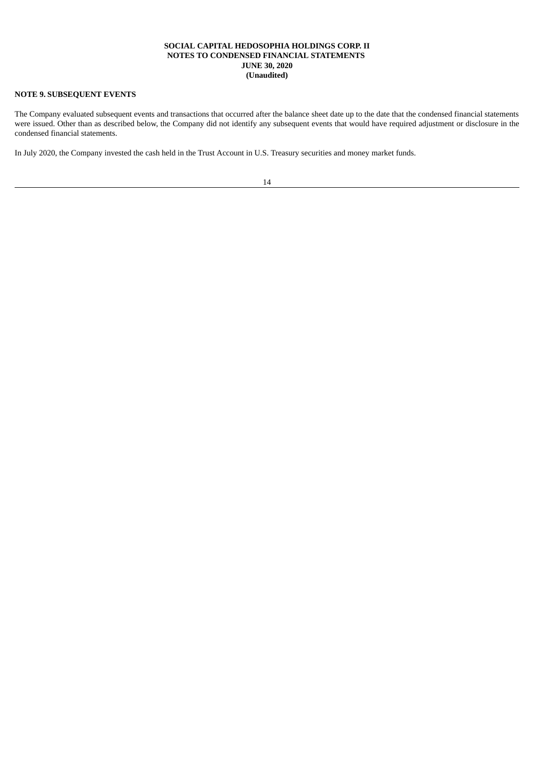## NOTE 9. SUBSEQUENT EVENTS

The Company evaluated subsequent events and transactions that occurred after the balance sheet date up to the date that the condensed financial statements were issued. Other than as described below, the Company did not identify any subsequent events that would have required adjustment or disclosure in the condensed financial statements.

In July 2020, the Company invested the cash held in the Trust Account in U.S. Treasury securities and money market funds.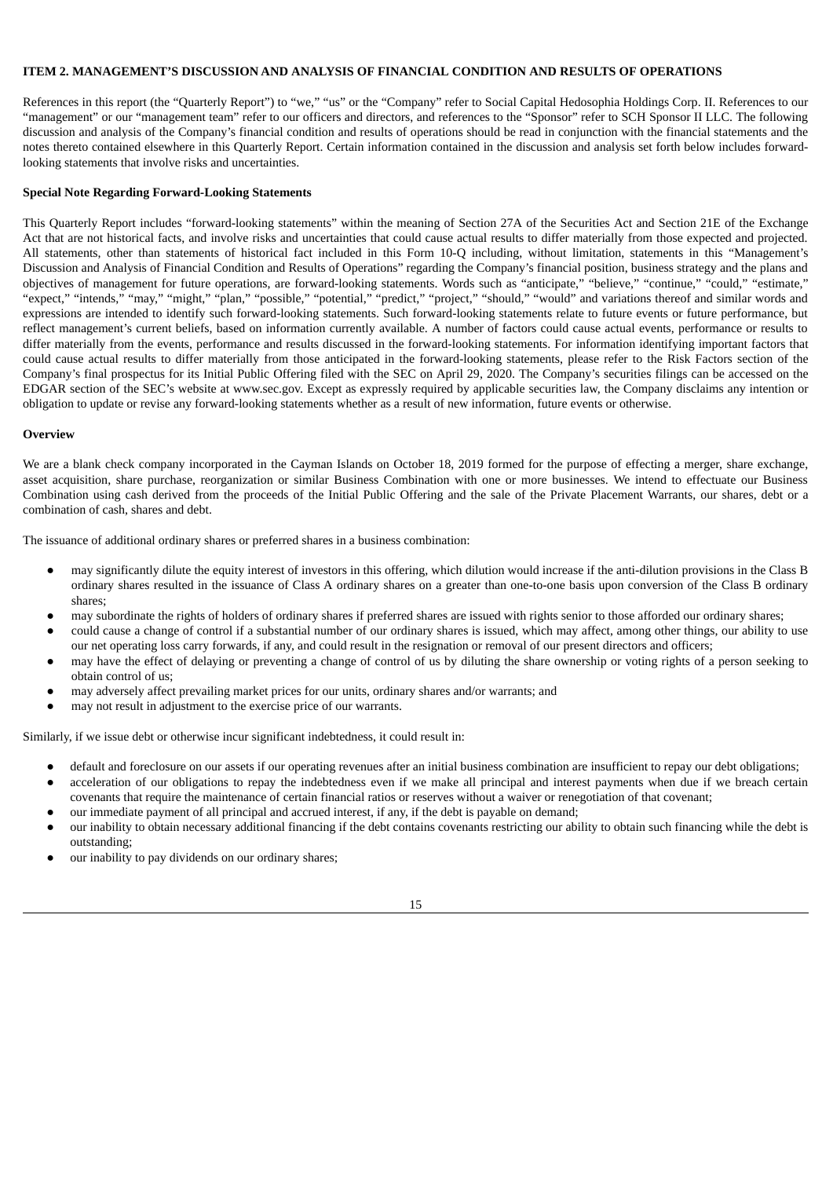### ITEM 2. MANAGEMENT'S DISCUSSION AND ANALYSIS OF FINANCIAL CONDITION AND RESULTS OF OPERATIONS

References in this report (the "Quarterly Report") to "we," "us" or the "Company" refer to Social Capital Hedosophia Holdings Corp. II. References to our "management" or our "management team" refer to our officers and directors, and references to the "Sponsor" refer to SCH Sponsor II LLC. The following discussion and analysis of the Company's financial condition and results of operations should be read in conjunction with the financial statements and the notes thereto contained elsewhere in this Quarterly Report. Certain information contained in the discussion and analysis set forth below includes forward-looking statements that involve risks and uncertainties.

**Special Note Regarding Forward-Looking Statements**

This Quarterly Report includes "forward-looking statements" within the meaning of Section 27A of the Securities Act and Section 21E of the Exchange Act that are not historical facts, and involve risks and uncertainties that could cause actual results to differ materially from those expected and projected. All statements, other than statements of historical fact included in this Form 10-Q including, without limitation, statements in this "Management's Discussion and Analysis of Financial Condition and Results of Operations" regarding the Company's financial position, business strategy and the plans and objectives of management for future operations, are forward-looking statements. Words such as "anticipate," "believe," "continue," "could," "estimate," "expect," "intends," "may," "might," "plan," "possible," "potential," "predict," "project," "should," "would" and variations thereof and similar words and expressions are intended to identify such forward-looking statements. Such forward-looking statements relate to future events or future performance, but reflect management's current beliefs, based on information currently available. A number of factors could cause actual events, performance or results to differ materially from the events, performance and results discussed in the forward-looking statements. For information identifying important factors that could cause actual results to differ materially from those anticipated in the forward-looking statements, please refer to the Risk Factors section of the Company's final prospectus for its Initial Public Offering filed with the SEC on April 29, 2020. The Company's securities filings can be accessed on the EDGAR section of the SEC's website at www.sec.gov. Except as expressly required by applicable securities law, the Company disclaims any intention or obligation to update or revise any forward-looking statements whether as a result of new information, future events or otherwise.

**Overview**

We are a blank check company incorporated in the Cayman Islands on October 18, 2019 formed for the purpose of effecting a merger, share exchange, asset acquisition, share purchase, reorganization or similar Business Combination with one or more businesses. We intend to effectuate our Business Combination using cash derived from the proceeds of the Initial Public Offering and the sale of the Private Placement Warrants, our shares, debt or a combination of cash, shares and debt.

The issuance of additional ordinary shares or preferred shares in a business combination:

- may significantly dilute the equity interest of investors in this offering, which dilution would increase if the anti-dilution provisions in the Class B ordinary shares resulted in the issuance of Class A ordinary shares on a greater than one-to-one basis upon conversion of the Class B ordinary shares;
- may subordinate the rights of holders of ordinary shares if preferred shares are issued with rights senior to those afforded our ordinary shares;
- could cause a change of control if a substantial number of our ordinary shares is issued, which may affect, among other things, our ability to use our net operating loss carry forwards, if any, and could result in the resignation or removal of our present directors and officers;
- may have the effect of delaying or preventing a change of control of us by diluting the share ownership or voting rights of a person seeking to obtain control of us;
- may adversely affect prevailing market prices for our units, ordinary shares and/or warrants; and
- may not result in adjustment to the exercise price of our warrants.

Similarly, if we issue debt or otherwise incur significant indebtedness, it could result in:

- default and foreclosure on our assets if our operating revenues after an initial business combination are insufficient to repay our debt obligations;
- acceleration of our obligations to repay the indebtedness even if we make all principal and interest payments when due if we breach certain covenants that require the maintenance of certain financial ratios or reserves without a waiver or renegotiation of that covenant;
- our immediate payment of all principal and accrued interest, if any, if the debt is payable on demand;
- our inability to obtain necessary additional financing if the debt contains covenants restricting our ability to obtain such financing while the debt is outstanding;
- our inability to pay dividends on our ordinary shares;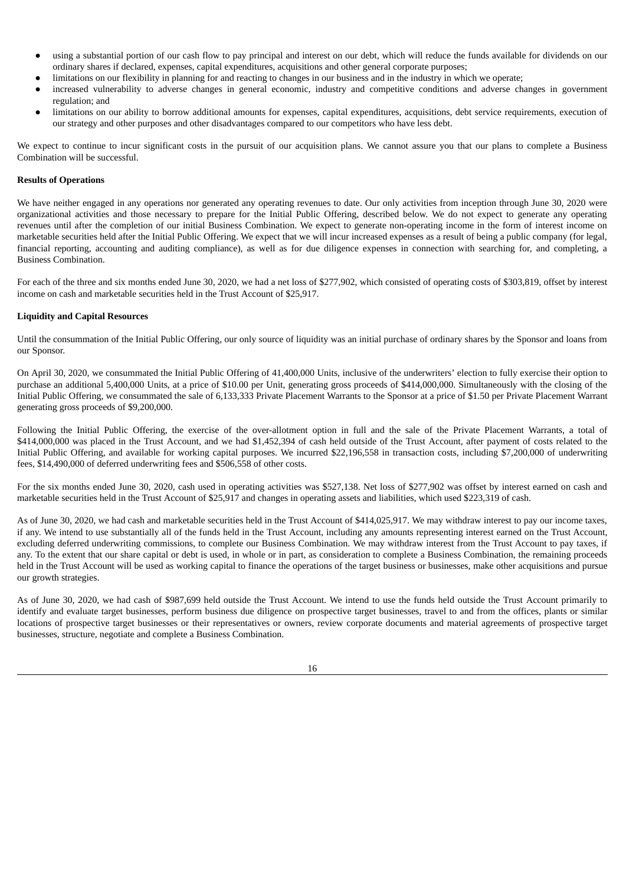- using a substantial portion of our cash flow to pay principal and interest on our debt, which will reduce the funds available for dividends on our ordinary shares if declared, expenses, capital expenditures, acquisitions and other general corporate purposes;
- limitations on our flexibility in planning for and reacting to changes in our business and in the industry in which we operate;
- increased vulnerability to adverse changes in general economic, industry and competitive conditions and adverse changes in government regulation; and
- limitations on our ability to borrow additional amounts for expenses, capital expenditures, acquisitions, debt service requirements, execution of our strategy and other purposes and other disadvantages compared to our competitors who have less debt.

We expect to continue to incur significant costs in the pursuit of our acquisition plans. We cannot assure you that our plans to complete a Business Combination will be successful.

**Results of Operations**

We have neither engaged in any operations nor generated any operating revenues to date. Our only activities from inception through June 30, 2020 were organizational activities and those necessary to prepare for the Initial Public Offering, described below. We do not expect to generate any operating revenues until after the completion of our initial Business Combination. We expect to generate non-operating income in the form of interest income on marketable securities held after the Initial Public Offering. We expect that we will incur increased expenses as a result of being a public company (for legal, financial reporting, accounting and auditing compliance), as well as for due diligence expenses in connection with searching for, and completing, a Business Combination.

For each of the three and six months ended June 30, 2020, we had a net loss of $277,902, which consisted of operating costs of $303,819, offset by interest income on cash and marketable securities held in the Trust Account of $25,917.

**Liquidity and Capital Resources**

Until the consummation of the Initial Public Offering, our only source of liquidity was an initial purchase of ordinary shares by the Sponsor and loans from our Sponsor.

On April 30, 2020, we consummated the Initial Public Offering of 41,400,000 Units, inclusive of the underwriters' election to fully exercise their option to purchase an additional 5,400,000 Units, at a price of $10.00 per Unit, generating gross proceeds of $414,000,000. Simultaneously with the closing of the Initial Public Offering, we consummated the sale of 6,133,333 Private Placement Warrants to the Sponsor at a price of $1.50 per Private Placement Warrant generating gross proceeds of $9,200,000.

Following the Initial Public Offering, the exercise of the over-allotment option in full and the sale of the Private Placement Warrants, a total of $414,000,000 was placed in the Trust Account, and we had $1,452,394 of cash held outside of the Trust Account, after payment of costs related to the Initial Public Offering, and available for working capital purposes. We incurred $22,196,558 in transaction costs, including $7,200,000 of underwriting fees, $14,490,000 of deferred underwriting fees and $506,558 of other costs.

For the six months ended June 30, 2020, cash used in operating activities was $527,138. Net loss of $277,902 was offset by interest earned on cash and marketable securities held in the Trust Account of $25,917 and changes in operating assets and liabilities, which used $223,319 of cash.

As of June 30, 2020, we had cash and marketable securities held in the Trust Account of $414,025,917. We may withdraw interest to pay our income taxes, if any. We intend to use substantially all of the funds held in the Trust Account, including any amounts representing interest earned on the Trust Account, excluding deferred underwriting commissions, to complete our Business Combination. We may withdraw interest from the Trust Account to pay taxes, if any. To the extent that our share capital or debt is used, in whole or in part, as consideration to complete a Business Combination, the remaining proceeds held in the Trust Account will be used as working capital to finance the operations of the target business or businesses, make other acquisitions and pursue our growth strategies.

As of June 30, 2020, we had cash of $987,699 held outside the Trust Account. We intend to use the funds held outside the Trust Account primarily to identify and evaluate target businesses, perform business due diligence on prospective target businesses, travel to and from the offices, plants or similar locations of prospective target businesses or their representatives or owners, review corporate documents and material agreements of prospective target businesses, structure, negotiate and complete a Business Combination.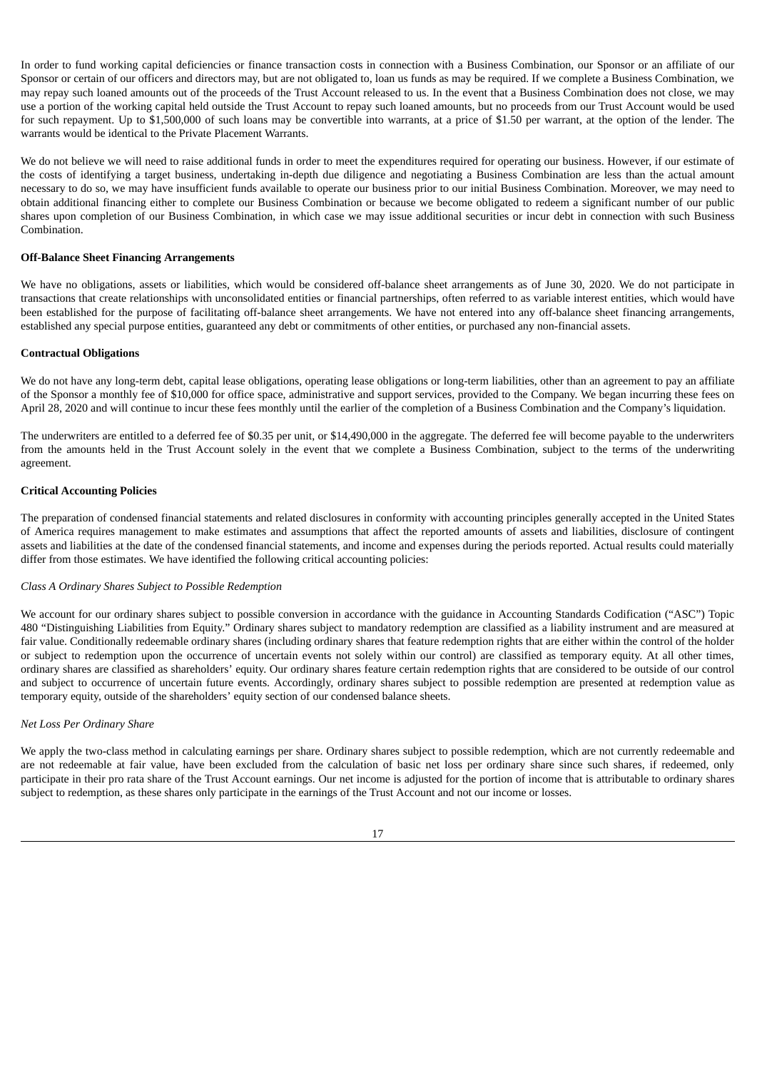In order to fund working capital deficiencies or finance transaction costs in connection with a Business Combination, our Sponsor or an affiliate of our Sponsor or certain of our officers and directors may, but are not obligated to, loan us funds as may be required. If we complete a Business Combination, we may repay such loaned amounts out of the proceeds of the Trust Account released to us. In the event that a Business Combination does not close, we may use a portion of the working capital held outside the Trust Account to repay such loaned amounts, but no proceeds from our Trust Account would be used for such repayment. Up to $1,500,000 of such loans may be convertible into warrants, at a price of $1.50 per warrant, at the option of the lender. The warrants would be identical to the Private Placement Warrants.

We do not believe we will need to raise additional funds in order to meet the expenditures required for operating our business. However, if our estimate of the costs of identifying a target business, undertaking in-depth due diligence and negotiating a Business Combination are less than the actual amount necessary to do so, we may have insufficient funds available to operate our business prior to our initial Business Combination. Moreover, we may need to obtain additional financing either to complete our Business Combination or because we become obligated to redeem a significant number of our public shares upon completion of our Business Combination, in which case we may issue additional securities or incur debt in connection with such Business Combination.

**Off-Balance Sheet Financing Arrangements**

We have no obligations, assets or liabilities, which would be considered off-balance sheet arrangements as of June 30, 2020. We do not participate in transactions that create relationships with unconsolidated entities or financial partnerships, often referred to as variable interest entities, which would have been established for the purpose of facilitating off-balance sheet arrangements. We have not entered into any off-balance sheet financing arrangements, established any special purpose entities, guaranteed any debt or commitments of other entities, or purchased any non-financial assets.

**Contractual Obligations**

We do not have any long-term debt, capital lease obligations, operating lease obligations or long-term liabilities, other than an agreement to pay an affiliate of the Sponsor a monthly fee of $10,000 for office space, administrative and support services, provided to the Company. We began incurring these fees on April 28, 2020 and will continue to incur these fees monthly until the earlier of the completion of a Business Combination and the Company's liquidation.

The underwriters are entitled to a deferred fee of $0.35 per unit, or $14,490,000 in the aggregate. The deferred fee will become payable to the underwriters from the amounts held in the Trust Account solely in the event that we complete a Business Combination, subject to the terms of the underwriting agreement.

**Critical Accounting Policies**

The preparation of condensed financial statements and related disclosures in conformity with accounting principles generally accepted in the United States of America requires management to make estimates and assumptions that affect the reported amounts of assets and liabilities, disclosure of contingent assets and liabilities at the date of the condensed financial statements, and income and expenses during the periods reported. Actual results could materially differ from those estimates. We have identified the following critical accounting policies:

*Class A Ordinary Shares Subject to Possible Redemption*

We account for our ordinary shares subject to possible conversion in accordance with the guidance in Accounting Standards Codification ("ASC") Topic 480 "Distinguishing Liabilities from Equity." Ordinary shares subject to mandatory redemption are classified as a liability instrument and are measured at fair value. Conditionally redeemable ordinary shares (including ordinary shares that feature redemption rights that are either within the control of the holder or subject to redemption upon the occurrence of uncertain events not solely within our control) are classified as temporary equity. At all other times, ordinary shares are classified as shareholders' equity. Our ordinary shares feature certain redemption rights that are considered to be outside of our control and subject to occurrence of uncertain future events. Accordingly, ordinary shares subject to possible redemption are presented at redemption value as temporary equity, outside of the shareholders' equity section of our condensed balance sheets.

*Net Loss Per Ordinary Share*

We apply the two-class method in calculating earnings per share. Ordinary shares subject to possible redemption, which are not currently redeemable and are not redeemable at fair value, have been excluded from the calculation of basic net loss per ordinary share since such shares, if redeemed, only participate in their pro rata share of the Trust Account earnings. Our net income is adjusted for the portion of income that is attributable to ordinary shares subject to redemption, as these shares only participate in the earnings of the Trust Account and not our income or losses.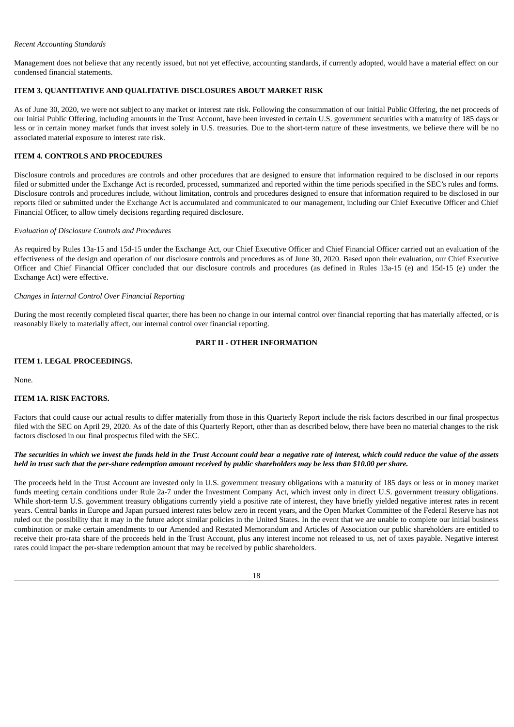*Recent Accounting Standards*

Management does not believe that any recently issued, but not yet effective, accounting standards, if currently adopted, would have a material effect on our condensed financial statements.

### ITEM 3. QUANTITATIVE AND QUALITATIVE DISCLOSURES ABOUT MARKET RISK

As of June 30, 2020, we were not subject to any market or interest rate risk. Following the consummation of our Initial Public Offering, the net proceeds of our Initial Public Offering, including amounts in the Trust Account, have been invested in certain U.S. government securities with a maturity of 185 days or less or in certain money market funds that invest solely in U.S. treasuries. Due to the short-term nature of these investments, we believe there will be no associated material exposure to interest rate risk.

### ITEM 4. CONTROLS AND PROCEDURES

Disclosure controls and procedures are controls and other procedures that are designed to ensure that information required to be disclosed in our reports filed or submitted under the Exchange Act is recorded, processed, summarized and reported within the time periods specified in the SEC's rules and forms. Disclosure controls and procedures include, without limitation, controls and procedures designed to ensure that information required to be disclosed in our reports filed or submitted under the Exchange Act is accumulated and communicated to our management, including our Chief Executive Officer and Chief Financial Officer, to allow timely decisions regarding required disclosure.

*Evaluation of Disclosure Controls and Procedures*

As required by Rules 13a-15 and 15d-15 under the Exchange Act, our Chief Executive Officer and Chief Financial Officer carried out an evaluation of the effectiveness of the design and operation of our disclosure controls and procedures as of June 30, 2020. Based upon their evaluation, our Chief Executive Officer and Chief Financial Officer concluded that our disclosure controls and procedures (as defined in Rules 13a-15 (e) and 15d-15 (e) under the Exchange Act) were effective.

*Changes in Internal Control Over Financial Reporting*

During the most recently completed fiscal quarter, there has been no change in our internal control over financial reporting that has materially affected, or is reasonably likely to materially affect, our internal control over financial reporting.

## PART II - OTHER INFORMATION

### ITEM 1. LEGAL PROCEEDINGS.

None.

### ITEM 1A. RISK FACTORS.

Factors that could cause our actual results to differ materially from those in this Quarterly Report include the risk factors described in our final prospectus filed with the SEC on April 29, 2020. As of the date of this Quarterly Report, other than as described below, there have been no material changes to the risk factors disclosed in our final prospectus filed with the SEC.

***The securities in which we invest the funds held in the Trust Account could bear a negative rate of interest, which could reduce the value of the assets held in trust such that the per-share redemption amount received by public shareholders may be less than $10.00 per share.***

The proceeds held in the Trust Account are invested only in U.S. government treasury obligations with a maturity of 185 days or less or in money market funds meeting certain conditions under Rule 2a-7 under the Investment Company Act, which invest only in direct U.S. government treasury obligations. While short-term U.S. government treasury obligations currently yield a positive rate of interest, they have briefly yielded negative interest rates in recent years. Central banks in Europe and Japan pursued interest rates below zero in recent years, and the Open Market Committee of the Federal Reserve has not ruled out the possibility that it may in the future adopt similar policies in the United States. In the event that we are unable to complete our initial business combination or make certain amendments to our Amended and Restated Memorandum and Articles of Association our public shareholders are entitled to receive their pro-rata share of the proceeds held in the Trust Account, plus any interest income not released to us, net of taxes payable. Negative interest rates could impact the per-share redemption amount that may be received by public shareholders.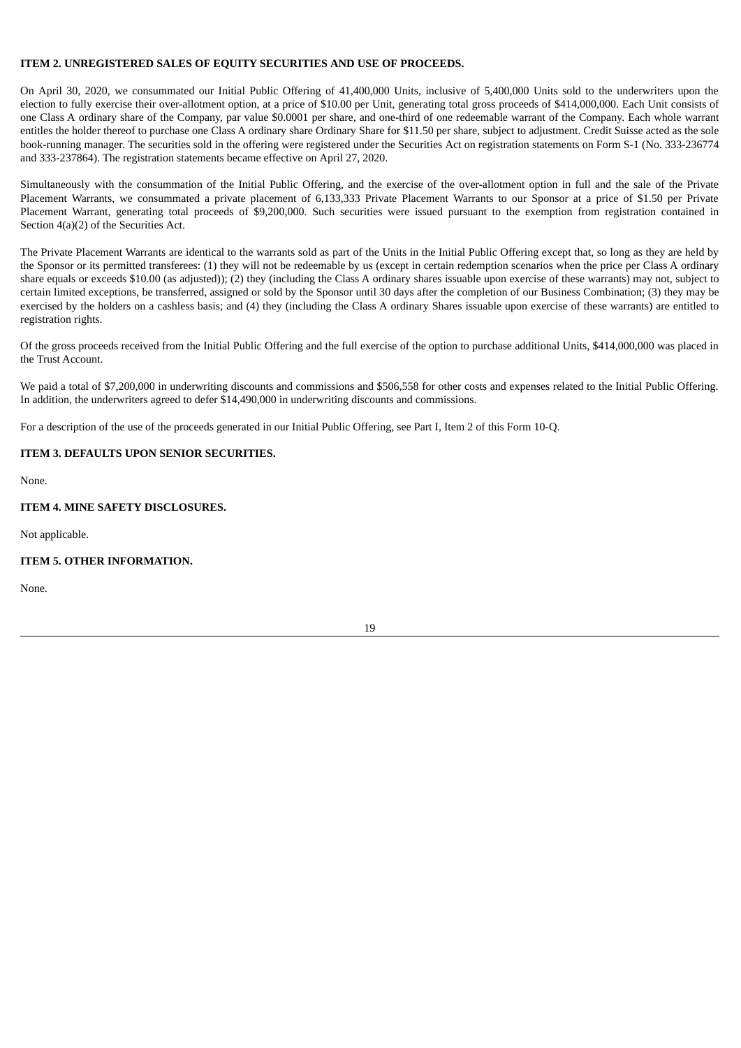### ITEM 2. UNREGISTERED SALES OF EQUITY SECURITIES AND USE OF PROCEEDS.

On April 30, 2020, we consummated our Initial Public Offering of 41,400,000 Units, inclusive of 5,400,000 Units sold to the underwriters upon the election to fully exercise their over-allotment option, at a price of $10.00 per Unit, generating total gross proceeds of $414,000,000. Each Unit consists of one Class A ordinary share of the Company, par value $0.0001 per share, and one-third of one redeemable warrant of the Company. Each whole warrant entitles the holder thereof to purchase one Class A ordinary share Ordinary Share for $11.50 per share, subject to adjustment. Credit Suisse acted as the sole book-running manager. The securities sold in the offering were registered under the Securities Act on registration statements on Form S-1 (No. 333-236774 and 333-237864). The registration statements became effective on April 27, 2020.

Simultaneously with the consummation of the Initial Public Offering, and the exercise of the over-allotment option in full and the sale of the Private Placement Warrants, we consummated a private placement of 6,133,333 Private Placement Warrants to our Sponsor at a price of $1.50 per Private Placement Warrant, generating total proceeds of $9,200,000. Such securities were issued pursuant to the exemption from registration contained in Section 4(a)(2) of the Securities Act.

The Private Placement Warrants are identical to the warrants sold as part of the Units in the Initial Public Offering except that, so long as they are held by the Sponsor or its permitted transferees: (1) they will not be redeemable by us (except in certain redemption scenarios when the price per Class A ordinary share equals or exceeds $10.00 (as adjusted)); (2) they (including the Class A ordinary shares issuable upon exercise of these warrants) may not, subject to certain limited exceptions, be transferred, assigned or sold by the Sponsor until 30 days after the completion of our Business Combination; (3) they may be exercised by the holders on a cashless basis; and (4) they (including the Class A ordinary Shares issuable upon exercise of these warrants) are entitled to registration rights.

Of the gross proceeds received from the Initial Public Offering and the full exercise of the option to purchase additional Units, $414,000,000 was placed in the Trust Account.

We paid a total of $7,200,000 in underwriting discounts and commissions and $506,558 for other costs and expenses related to the Initial Public Offering. In addition, the underwriters agreed to defer $14,490,000 in underwriting discounts and commissions.

For a description of the use of the proceeds generated in our Initial Public Offering, see Part I, Item 2 of this Form 10-Q.

### ITEM 3. DEFAULTS UPON SENIOR SECURITIES.

None.

### ITEM 4. MINE SAFETY DISCLOSURES.

Not applicable.

### ITEM 5. OTHER INFORMATION.

None.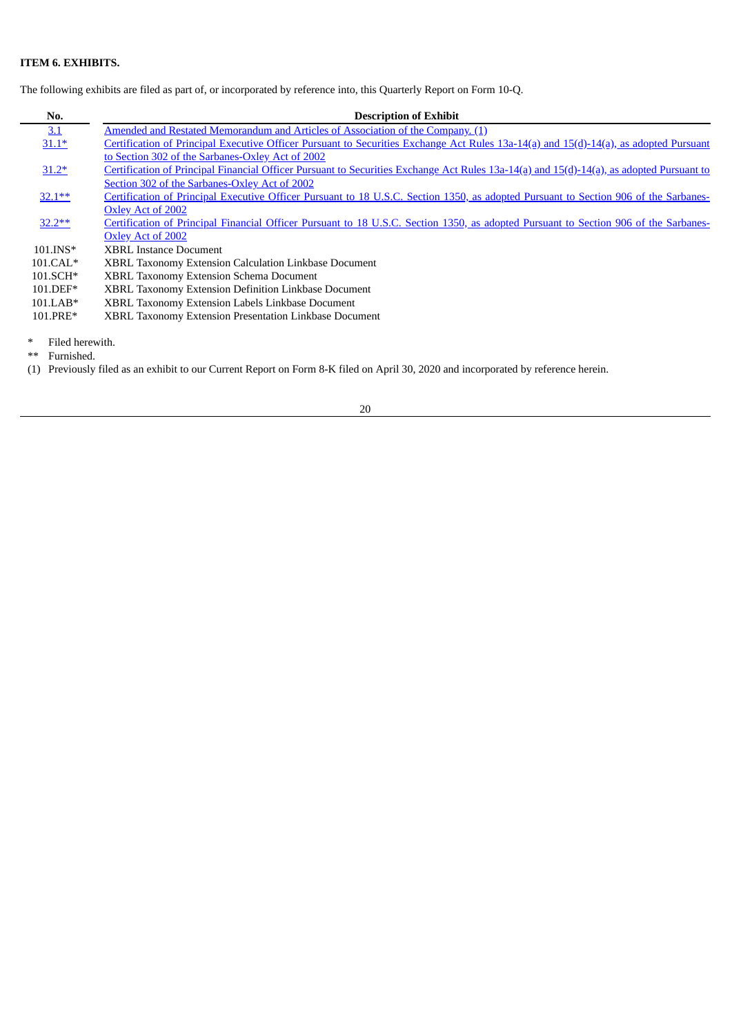**ITEM 6. EXHIBITS.**

The following exhibits are filed as part of, or incorporated by reference into, this Quarterly Report on Form 10-Q.

| No. | Description of Exhibit |
|---|---|
| 3.1 | Amended and Restated Memorandum and Articles of Association of the Company. (1) |
| 31.1* | Certification of Principal Executive Officer Pursuant to Securities Exchange Act Rules 13a-14(a) and 15(d)-14(a), as adopted Pursuant to Section 302 of the Sarbanes-Oxley Act of 2002 |
| 31.2* | Certification of Principal Financial Officer Pursuant to Securities Exchange Act Rules 13a-14(a) and 15(d)-14(a), as adopted Pursuant to Section 302 of the Sarbanes-Oxley Act of 2002 |
| 32.1** | Certification of Principal Executive Officer Pursuant to 18 U.S.C. Section 1350, as adopted Pursuant to Section 906 of the Sarbanes-Oxley Act of 2002 |
| 32.2** | Certification of Principal Financial Officer Pursuant to 18 U.S.C. Section 1350, as adopted Pursuant to Section 906 of the Sarbanes-Oxley Act of 2002 |
| 101.INS* | XBRL Instance Document |
| 101.CAL* | XBRL Taxonomy Extension Calculation Linkbase Document |
| 101.SCH* | XBRL Taxonomy Extension Schema Document |
| 101.DEF* | XBRL Taxonomy Extension Definition Linkbase Document |
| 101.LAB* | XBRL Taxonomy Extension Labels Linkbase Document |
| 101.PRE* | XBRL Taxonomy Extension Presentation Linkbase Document |

\* Filed herewith.

\** Furnished.

(1) Previously filed as an exhibit to our Current Report on Form 8-K filed on April 30, 2020 and incorporated by reference herein.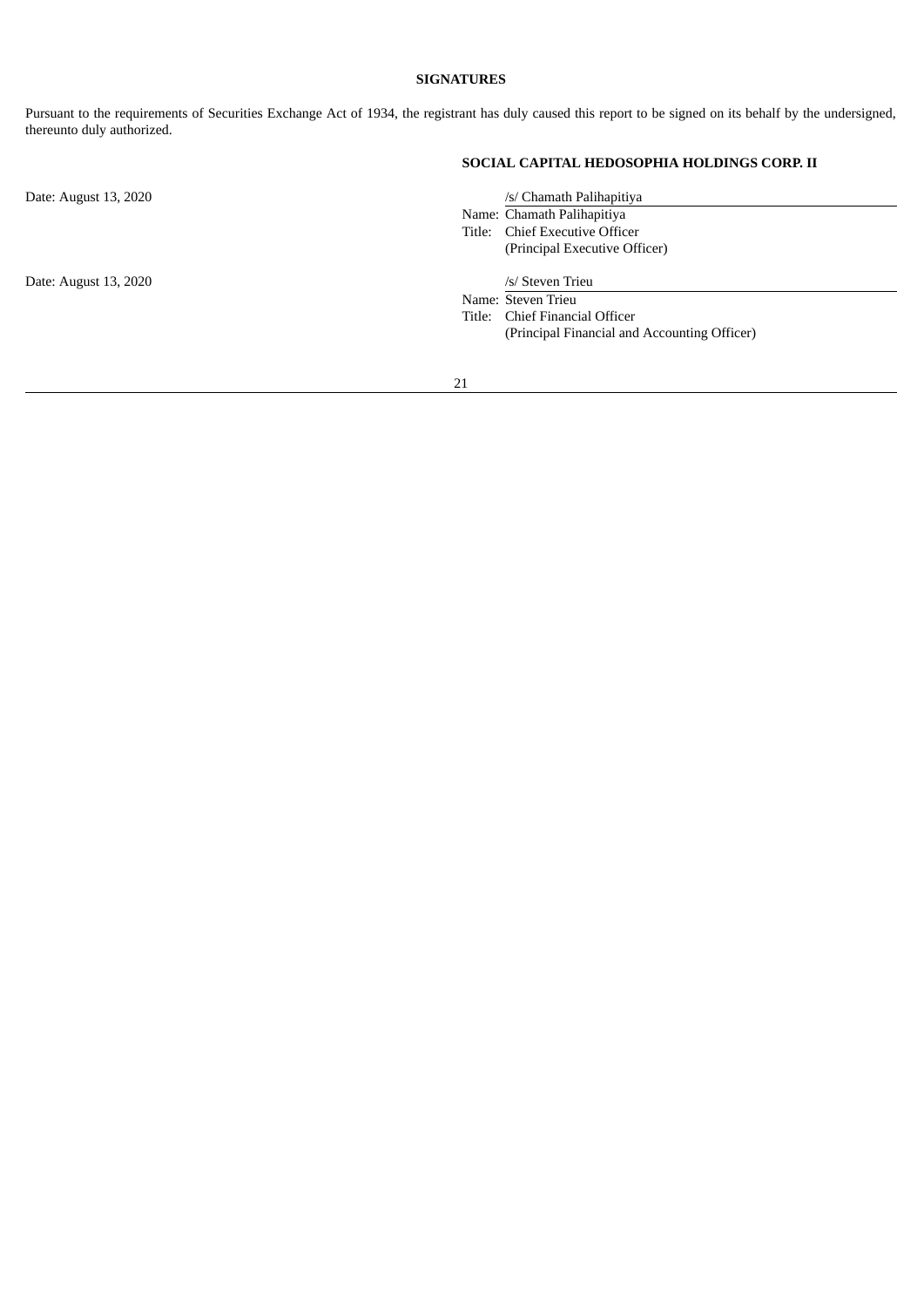## SIGNATURES

Pursuant to the requirements of Securities Exchange Act of 1934, the registrant has duly caused this report to be signed on its behalf by the undersigned, thereunto duly authorized.

**SOCIAL CAPITAL HEDOSOPHIA HOLDINGS CORP. II**

| | |
|---|---|
| Date: August 13, 2020 | /s/ Chamath Palihapitiya |
| | Name: Chamath Palihapitiya |
| | Title: Chief Executive Officer (Principal Executive Officer) |
| Date: August 13, 2020 | /s/ Steven Trieu |
| | Name: Steven Trieu |
| | Title: Chief Financial Officer (Principal Financial and Accounting Officer) |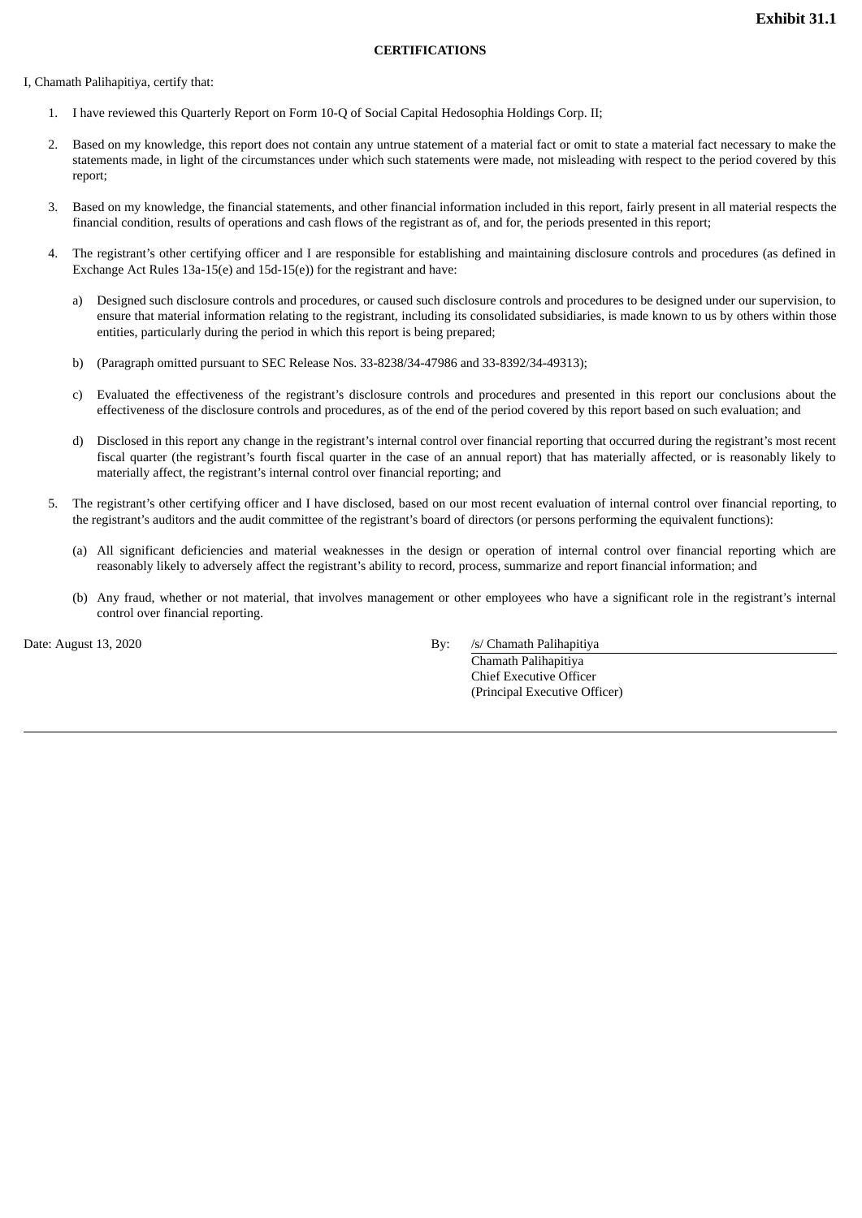**Exhibit 31.1**

**CERTIFICATIONS**

I, Chamath Palihapitiya, certify that:

1. I have reviewed this Quarterly Report on Form 10-Q of Social Capital Hedosophia Holdings Corp. II;

2. Based on my knowledge, this report does not contain any untrue statement of a material fact or omit to state a material fact necessary to make the statements made, in light of the circumstances under which such statements were made, not misleading with respect to the period covered by this report;

3. Based on my knowledge, the financial statements, and other financial information included in this report, fairly present in all material respects the financial condition, results of operations and cash flows of the registrant as of, and for, the periods presented in this report;

4. The registrant's other certifying officer and I are responsible for establishing and maintaining disclosure controls and procedures (as defined in Exchange Act Rules 13a-15(e) and 15d-15(e)) for the registrant and have:

   a) Designed such disclosure controls and procedures, or caused such disclosure controls and procedures to be designed under our supervision, to ensure that material information relating to the registrant, including its consolidated subsidiaries, is made known to us by others within those entities, particularly during the period in which this report is being prepared;

   b) (Paragraph omitted pursuant to SEC Release Nos. 33-8238/34-47986 and 33-8392/34-49313);

   c) Evaluated the effectiveness of the registrant's disclosure controls and procedures and presented in this report our conclusions about the effectiveness of the disclosure controls and procedures, as of the end of the period covered by this report based on such evaluation; and

   d) Disclosed in this report any change in the registrant's internal control over financial reporting that occurred during the registrant's most recent fiscal quarter (the registrant's fourth fiscal quarter in the case of an annual report) that has materially affected, or is reasonably likely to materially affect, the registrant's internal control over financial reporting; and

5. The registrant's other certifying officer and I have disclosed, based on our most recent evaluation of internal control over financial reporting, to the registrant's auditors and the audit committee of the registrant's board of directors (or persons performing the equivalent functions):

   (a) All significant deficiencies and material weaknesses in the design or operation of internal control over financial reporting which are reasonably likely to adversely affect the registrant's ability to record, process, summarize and report financial information; and

   (b) Any fraud, whether or not material, that involves management or other employees who have a significant role in the registrant's internal control over financial reporting.

Date: August 13, 2020

By: /s/ Chamath Palihapitiya
Chamath Palihapitiya
Chief Executive Officer
(Principal Executive Officer)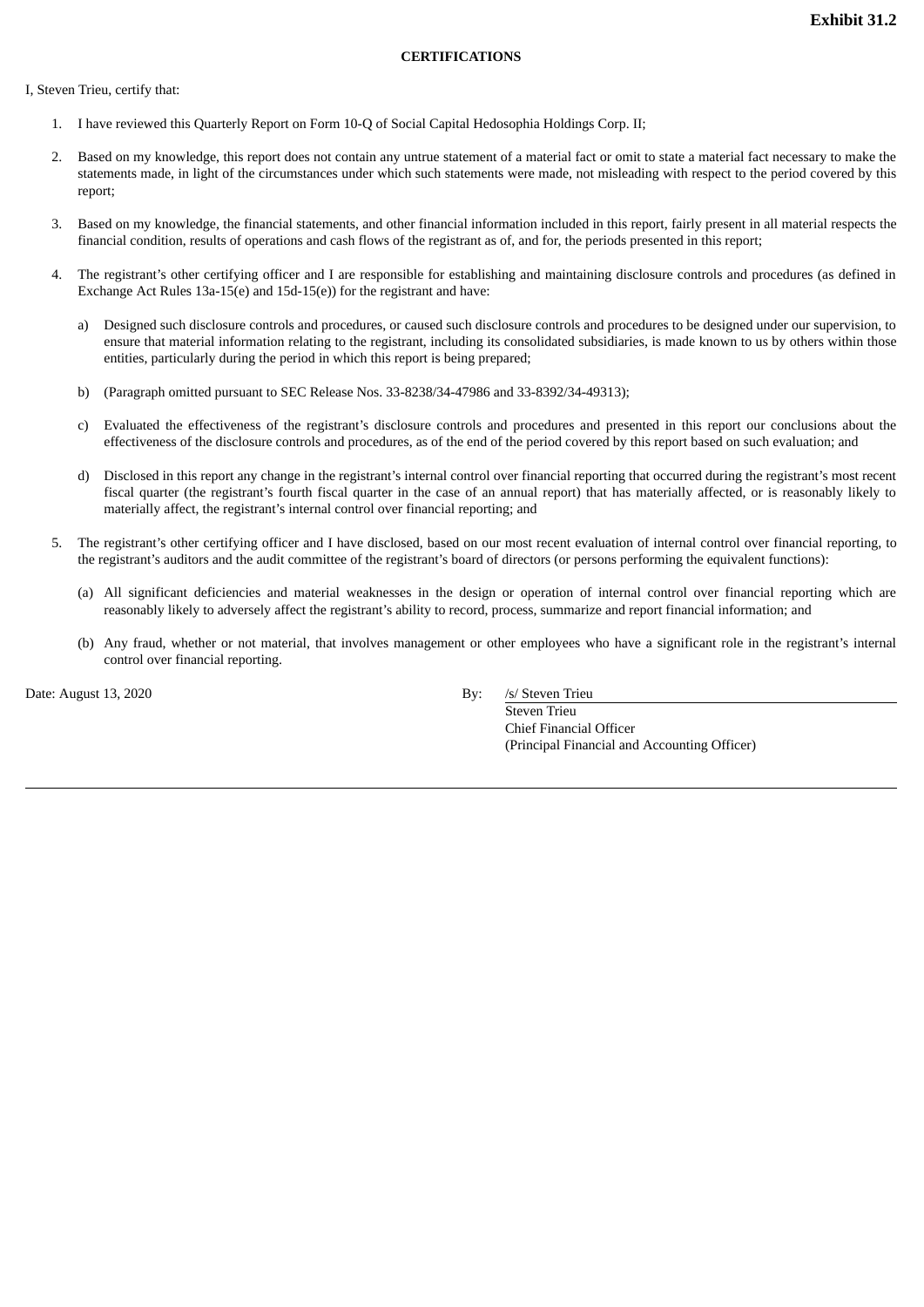**Exhibit 31.2**

**CERTIFICATIONS**

I, Steven Trieu, certify that:

1. I have reviewed this Quarterly Report on Form 10-Q of Social Capital Hedosophia Holdings Corp. II;

2. Based on my knowledge, this report does not contain any untrue statement of a material fact or omit to state a material fact necessary to make the statements made, in light of the circumstances under which such statements were made, not misleading with respect to the period covered by this report;

3. Based on my knowledge, the financial statements, and other financial information included in this report, fairly present in all material respects the financial condition, results of operations and cash flows of the registrant as of, and for, the periods presented in this report;

4. The registrant's other certifying officer and I are responsible for establishing and maintaining disclosure controls and procedures (as defined in Exchange Act Rules 13a-15(e) and 15d-15(e)) for the registrant and have:

   a) Designed such disclosure controls and procedures, or caused such disclosure controls and procedures to be designed under our supervision, to ensure that material information relating to the registrant, including its consolidated subsidiaries, is made known to us by others within those entities, particularly during the period in which this report is being prepared;

   b) (Paragraph omitted pursuant to SEC Release Nos. 33-8238/34-47986 and 33-8392/34-49313);

   c) Evaluated the effectiveness of the registrant's disclosure controls and procedures and presented in this report our conclusions about the effectiveness of the disclosure controls and procedures, as of the end of the period covered by this report based on such evaluation; and

   d) Disclosed in this report any change in the registrant's internal control over financial reporting that occurred during the registrant's most recent fiscal quarter (the registrant's fourth fiscal quarter in the case of an annual report) that has materially affected, or is reasonably likely to materially affect, the registrant's internal control over financial reporting; and

5. The registrant's other certifying officer and I have disclosed, based on our most recent evaluation of internal control over financial reporting, to the registrant's auditors and the audit committee of the registrant's board of directors (or persons performing the equivalent functions):

   (a) All significant deficiencies and material weaknesses in the design or operation of internal control over financial reporting which are reasonably likely to adversely affect the registrant's ability to record, process, summarize and report financial information; and

   (b) Any fraud, whether or not material, that involves management or other employees who have a significant role in the registrant's internal control over financial reporting.

Date: August 13, 2020

By: /s/ Steven Trieu
Steven Trieu
Chief Financial Officer
(Principal Financial and Accounting Officer)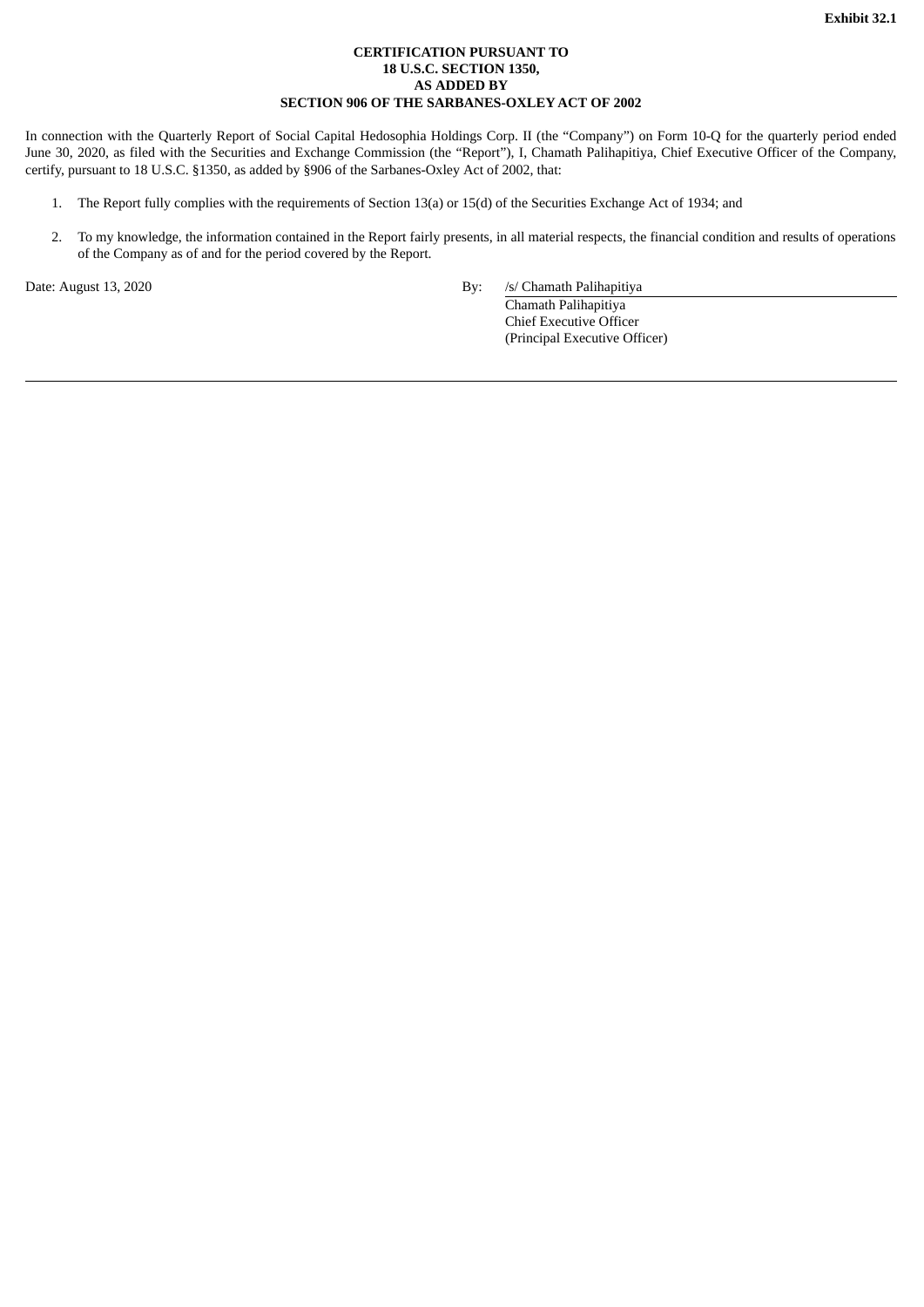**Exhibit 32.1**

**CERTIFICATION PURSUANT TO**
**18 U.S.C. SECTION 1350,**
**AS ADDED BY**
**SECTION 906 OF THE SARBANES-OXLEY ACT OF 2002**

In connection with the Quarterly Report of Social Capital Hedosophia Holdings Corp. II (the "Company") on Form 10-Q for the quarterly period ended June 30, 2020, as filed with the Securities and Exchange Commission (the "Report"), I, Chamath Palihapitiya, Chief Executive Officer of the Company, certify, pursuant to 18 U.S.C. §1350, as added by §906 of the Sarbanes-Oxley Act of 2002, that:

1. The Report fully complies with the requirements of Section 13(a) or 15(d) of the Securities Exchange Act of 1934; and

2. To my knowledge, the information contained in the Report fairly presents, in all material respects, the financial condition and results of operations of the Company as of and for the period covered by the Report.

Date: August 13, 2020

By: /s/ Chamath Palihapitiya
Chamath Palihapitiya
Chief Executive Officer
(Principal Executive Officer)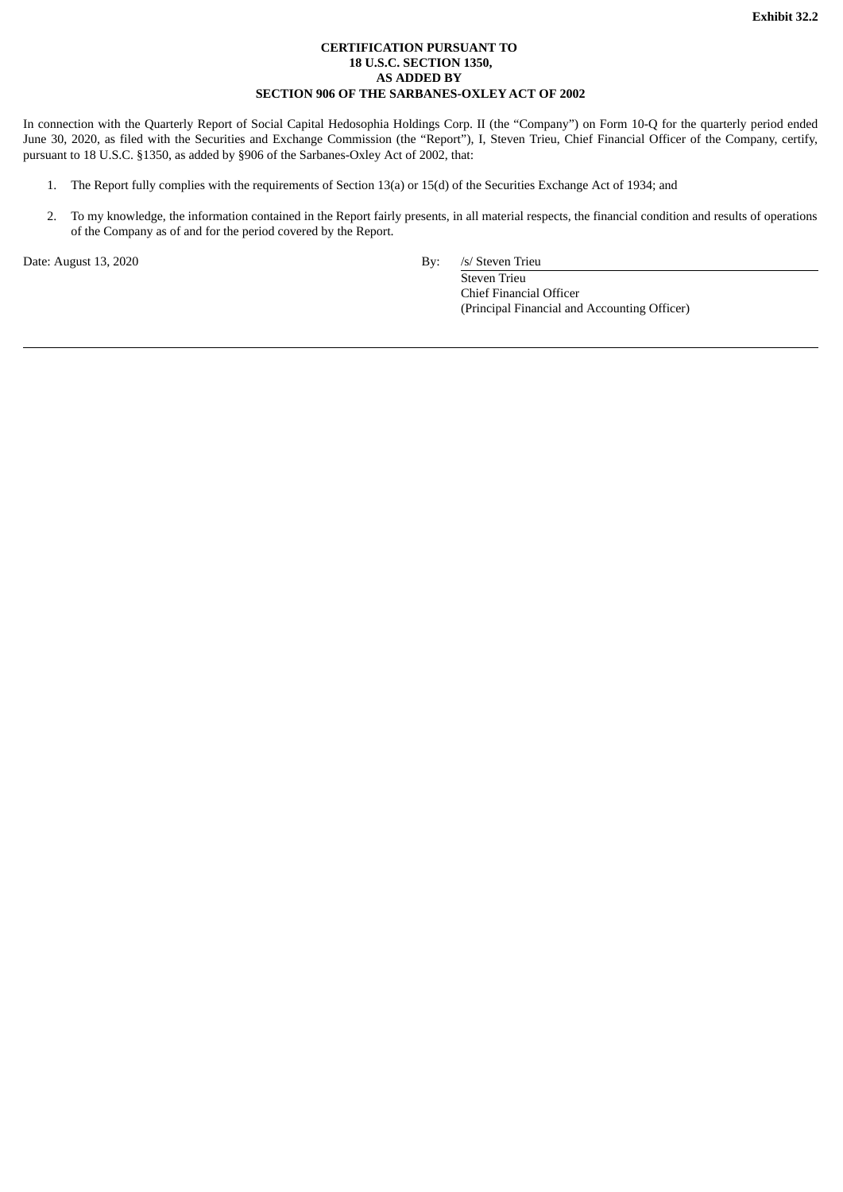**Exhibit 32.2**

**CERTIFICATION PURSUANT TO**
**18 U.S.C. SECTION 1350,**
**AS ADDED BY**
**SECTION 906 OF THE SARBANES-OXLEY ACT OF 2002**

In connection with the Quarterly Report of Social Capital Hedosophia Holdings Corp. II (the "Company") on Form 10-Q for the quarterly period ended June 30, 2020, as filed with the Securities and Exchange Commission (the "Report"), I, Steven Trieu, Chief Financial Officer of the Company, certify, pursuant to 18 U.S.C. §1350, as added by §906 of the Sarbanes-Oxley Act of 2002, that:

1. The Report fully complies with the requirements of Section 13(a) or 15(d) of the Securities Exchange Act of 1934; and
2. To my knowledge, the information contained in the Report fairly presents, in all material respects, the financial condition and results of operations of the Company as of and for the period covered by the Report.

Date: August 13, 2020

By: /s/ Steven Trieu
Steven Trieu
Chief Financial Officer
(Principal Financial and Accounting Officer)